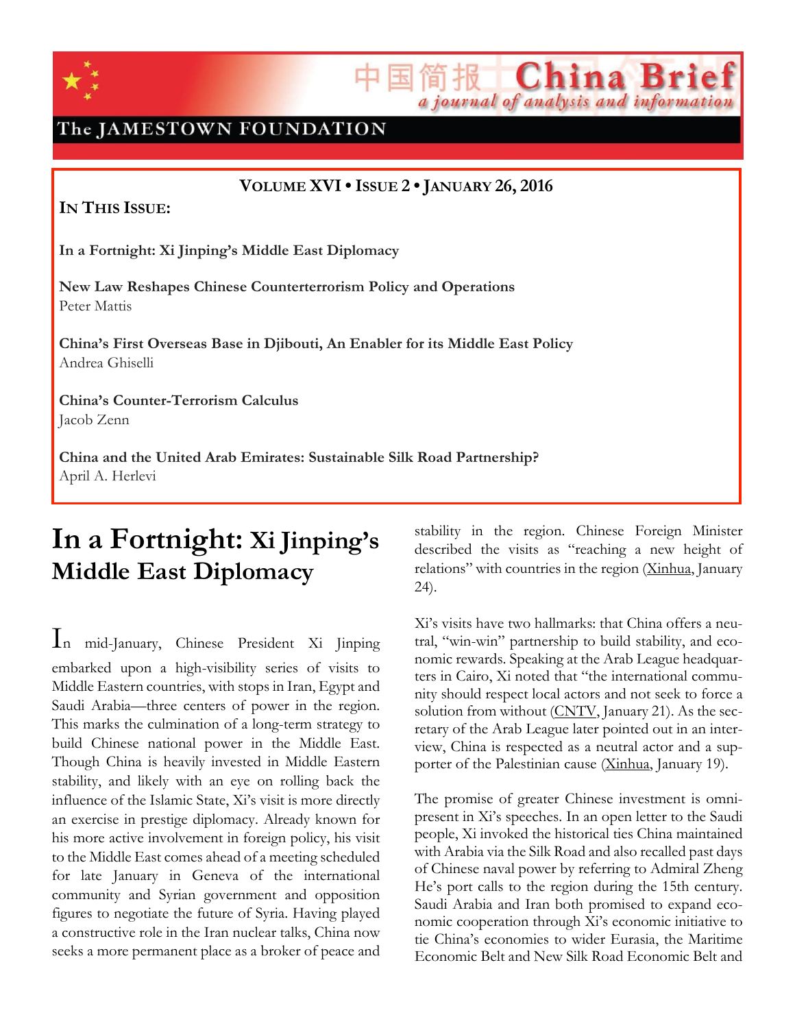# China Brief

中国简报

*a journal of analysis and information*

The JAMESTOWN FOUNDATION

**VOLUME XVI • ISSUE 2 • JANUARY 26, 2016**

**IN THIS ISSUE:**

**In a Fortnight: Xi Jinping's Middle East Diplomacy**

**New Law Reshapes Chinese Counterterrorism Policy and Operations**
Peter Mattis

**China's First Overseas Base in Djibouti, An Enabler for its Middle East Policy**
Andrea Ghiselli

**China's Counter-Terrorism Calculus**
Jacob Zenn

**China and the United Arab Emirates: Sustainable Silk Road Partnership?**
April A. Herlevi

# In a Fortnight: Xi Jinping's Middle East Diplomacy

In mid-January, Chinese President Xi Jinping embarked upon a high-visibility series of visits to Middle Eastern countries, with stops in Iran, Egypt and Saudi Arabia—three centers of power in the region. This marks the culmination of a long-term strategy to build Chinese national power in the Middle East. Though China is heavily invested in Middle Eastern stability, and likely with an eye on rolling back the influence of the Islamic State, Xi's visit is more directly an exercise in prestige diplomacy. Already known for his more active involvement in foreign policy, his visit to the Middle East comes ahead of a meeting scheduled for late January in Geneva of the international community and Syrian government and opposition figures to negotiate the future of Syria. Having played a constructive role in the Iran nuclear talks, China now seeks a more permanent place as a broker of peace and stability in the region. Chinese Foreign Minister described the visits as "reaching a new height of relations" with countries in the region (Xinhua, January 24).

Xi's visits have two hallmarks: that China offers a neutral, "win-win" partnership to build stability, and economic rewards. Speaking at the Arab League headquarters in Cairo, Xi noted that "the international community should respect local actors and not seek to force a solution from without (CNTV, January 21). As the secretary of the Arab League later pointed out in an interview, China is respected as a neutral actor and a supporter of the Palestinian cause (Xinhua, January 19).

The promise of greater Chinese investment is omnipresent in Xi's speeches. In an open letter to the Saudi people, Xi invoked the historical ties China maintained with Arabia via the Silk Road and also recalled past days of Chinese naval power by referring to Admiral Zheng He's port calls to the region during the 15th century. Saudi Arabia and Iran both promised to expand economic cooperation through Xi's economic initiative to tie China's economies to wider Eurasia, the Maritime Economic Belt and New Silk Road Economic Belt and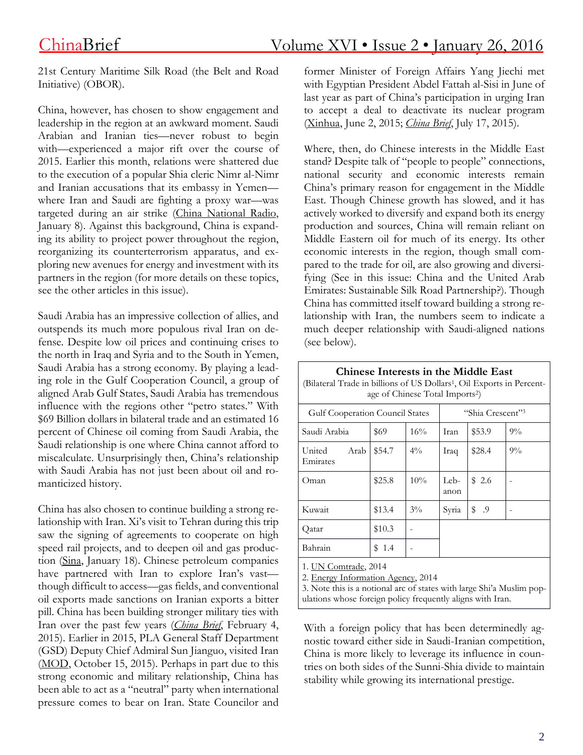21st Century Maritime Silk Road (the Belt and Road Initiative) (OBOR).

China, however, has chosen to show engagement and leadership in the region at an awkward moment. Saudi Arabian and Iranian ties—never robust to begin with—experienced a major rift over the course of 2015. Earlier this month, relations were shattered due to the execution of a popular Shia cleric Nimr al-Nimr and Iranian accusations that its embassy in Yemen—where Iran and Saudi are fighting a proxy war—was targeted during an air strike (China National Radio, January 8). Against this background, China is expanding its ability to project power throughout the region, reorganizing its counterterrorism apparatus, and exploring new avenues for energy and investment with its partners in the region (for more details on these topics, see the other articles in this issue).

Saudi Arabia has an impressive collection of allies, and outspends its much more populous rival Iran on defense. Despite low oil prices and continuing crises to the north in Iraq and Syria and to the South in Yemen, Saudi Arabia has a strong economy. By playing a leading role in the Gulf Cooperation Council, a group of aligned Arab Gulf States, Saudi Arabia has tremendous influence with the regions other "petro states." With $69 Billion dollars in bilateral trade and an estimated 16 percent of Chinese oil coming from Saudi Arabia, the Saudi relationship is one where China cannot afford to miscalculate. Unsurprisingly then, China's relationship with Saudi Arabia has not just been about oil and romanticized history.

China has also chosen to continue building a strong relationship with Iran. Xi's visit to Tehran during this trip saw the signing of agreements to cooperate on high speed rail projects, and to deepen oil and gas production (Sina, January 18). Chinese petroleum companies have partnered with Iran to explore Iran's vast—though difficult to access—gas fields, and conventional oil exports made sanctions on Iranian exports a bitter pill. China has been building stronger military ties with Iran over the past few years (*China Brief*, February 4, 2015). Earlier in 2015, PLA General Staff Department (GSD) Deputy Chief Admiral Sun Jianguo, visited Iran (MOD, October 15, 2015). Perhaps in part due to this strong economic and military relationship, China has been able to act as a "neutral" party when international pressure comes to bear on Iran. State Councilor and former Minister of Foreign Affairs Yang Jiechi met with Egyptian President Abdel Fattah al-Sisi in June of last year as part of China's participation in urging Iran to accept a deal to deactivate its nuclear program (Xinhua, June 2, 2015; *China Brief*, July 17, 2015).

Where, then, do Chinese interests in the Middle East stand? Despite talk of "people to people" connections, national security and economic interests remain China's primary reason for engagement in the Middle East. Though Chinese growth has slowed, and it has actively worked to diversify and expand both its energy production and sources, China will remain reliant on Middle Eastern oil for much of its energy. Its other economic interests in the region, though small compared to the trade for oil, are also growing and diversifying (See in this issue: China and the United Arab Emirates: Sustainable Silk Road Partnership?). Though China has committed itself toward building a strong relationship with Iran, the numbers seem to indicate a much deeper relationship with Saudi-aligned nations (see below).

**Chinese Interests in the Middle East**

(Bilateral Trade in billions of US Dollars[1], Oil Exports in Percentage of Chinese Total Imports[2])

| Gulf Cooperation Council States | | | "Shia Crescent"[3] | | |
|---|---|---|---|---|---|
| Saudi Arabia | $69 | 16% | Iran | $53.9 | 9% |
| United Arab Emirates | $54.7 | 4% | Iraq | $28.4 | 9% |
| Oman | $25.8 | 10% | Lebanon | $ 2.6 | - |
| Kuwait | $13.4 | 3% | Syria | $ .9 | - |
| Qatar | $10.3 | - | | | |
| Bahrain | $ 1.4 | - | | | |

1. UN Comtrade, 2014
2. Energy Information Agency, 2014
3. Note this is a notional arc of states with large Shi'a Muslim populations whose foreign policy frequently aligns with Iran.

With a foreign policy that has been determinedly agnostic toward either side in Saudi-Iranian competition, China is more likely to leverage its influence in countries on both sides of the Sunni-Shia divide to maintain stability while growing its international prestige.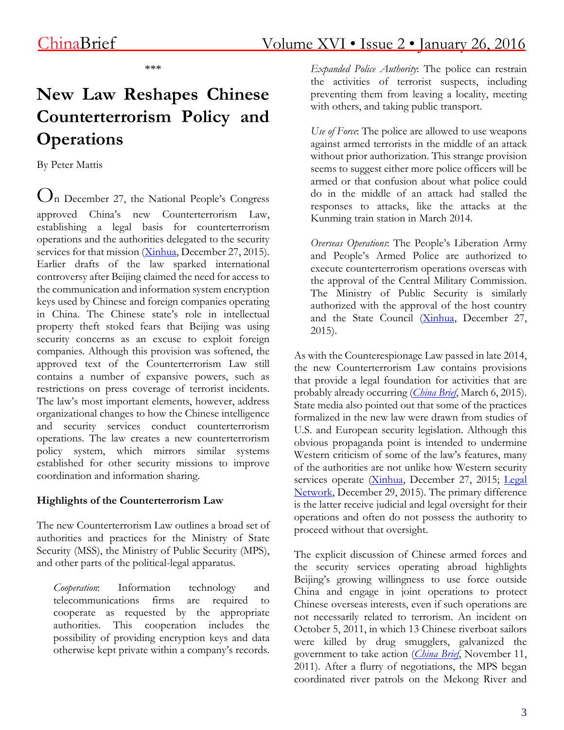\*\*\*

# New Law Reshapes Chinese Counterterrorism Policy and Operations

By Peter Mattis

On December 27, the National People's Congress approved China's new Counterterrorism Law, establishing a legal basis for counterterrorism operations and the authorities delegated to the security services for that mission (Xinhua, December 27, 2015). Earlier drafts of the law sparked international controversy after Beijing claimed the need for access to the communication and information system encryption keys used by Chinese and foreign companies operating in China. The Chinese state's role in intellectual property theft stoked fears that Beijing was using security concerns as an excuse to exploit foreign companies. Although this provision was softened, the approved text of the Counterterrorism Law still contains a number of expansive powers, such as restrictions on press coverage of terrorist incidents. The law's most important elements, however, address organizational changes to how the Chinese intelligence and security services conduct counterterrorism operations. The law creates a new counterterrorism policy system, which mirrors similar systems established for other security missions to improve coordination and information sharing.

### Highlights of the Counterterrorism Law

The new Counterterrorism Law outlines a broad set of authorities and practices for the Ministry of State Security (MSS), the Ministry of Public Security (MPS), and other parts of the political-legal apparatus.

> *Cooperation*: Information technology and telecommunications firms are required to cooperate as requested by the appropriate authorities. This cooperation includes the possibility of providing encryption keys and data otherwise kept private within a company's records.

> *Expanded Police Authority*: The police can restrain the activities of terrorist suspects, including preventing them from leaving a locality, meeting with others, and taking public transport.

> *Use of Force*: The police are allowed to use weapons against armed terrorists in the middle of an attack without prior authorization. This strange provision seems to suggest either more police officers will be armed or that confusion about what police could do in the middle of an attack had stalled the responses to attacks, like the attacks at the Kunming train station in March 2014.

> *Overseas Operations*: The People's Liberation Army and People's Armed Police are authorized to execute counterterrorism operations overseas with the approval of the Central Military Commission. The Ministry of Public Security is similarly authorized with the approval of the host country and the State Council (Xinhua, December 27, 2015).

As with the Counterespionage Law passed in late 2014, the new Counterterrorism Law contains provisions that provide a legal foundation for activities that are probably already occurring (*China Brief*, March 6, 2015). State media also pointed out that some of the practices formalized in the new law were drawn from studies of U.S. and European security legislation. Although this obvious propaganda point is intended to undermine Western criticism of some of the law's features, many of the authorities are not unlike how Western security services operate (Xinhua, December 27, 2015; Legal Network, December 29, 2015). The primary difference is the latter receive judicial and legal oversight for their operations and often do not possess the authority to proceed without that oversight.

The explicit discussion of Chinese armed forces and the security services operating abroad highlights Beijing's growing willingness to use force outside China and engage in joint operations to protect Chinese overseas interests, even if such operations are not necessarily related to terrorism. An incident on October 5, 2011, in which 13 Chinese riverboat sailors were killed by drug smugglers, galvanized the government to take action (*China Brief*, November 11, 2011). After a flurry of negotiations, the MPS began coordinated river patrols on the Mekong River and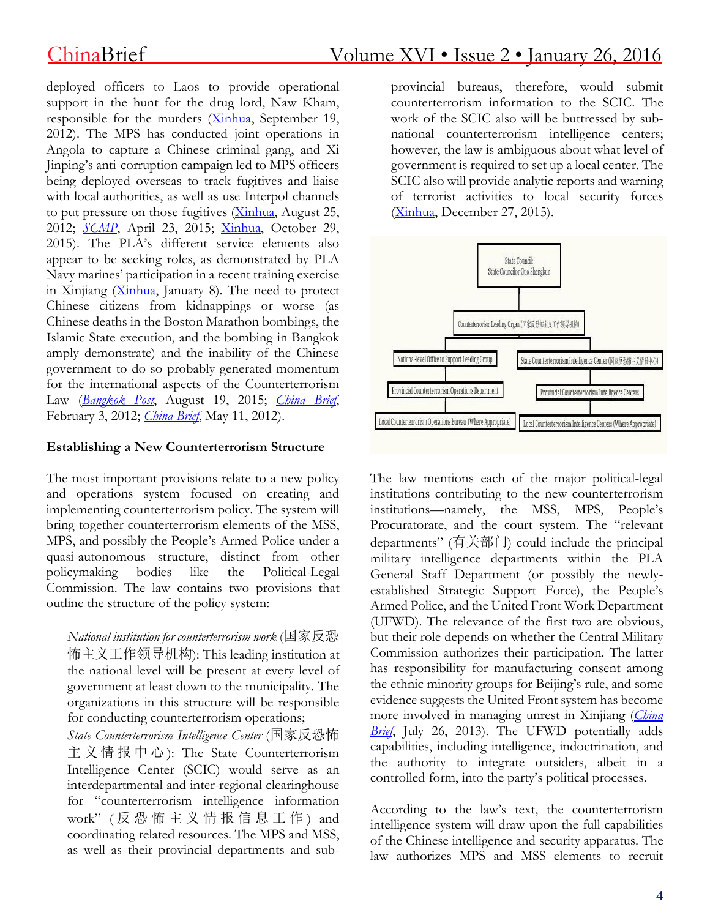deployed officers to Laos to provide operational support in the hunt for the drug lord, Naw Kham, responsible for the murders (Xinhua, September 19, 2012). The MPS has conducted joint operations in Angola to capture a Chinese criminal gang, and Xi Jinping's anti-corruption campaign led to MPS officers being deployed overseas to track fugitives and liaise with local authorities, as well as use Interpol channels to put pressure on those fugitives (Xinhua, August 25, 2012; *SCMP*, April 23, 2015; Xinhua, October 29, 2015). The PLA's different service elements also appear to be seeking roles, as demonstrated by PLA Navy marines' participation in a recent training exercise in Xinjiang (Xinhua, January 8). The need to protect Chinese citizens from kidnappings or worse (as Chinese deaths in the Boston Marathon bombings, the Islamic State execution, and the bombing in Bangkok amply demonstrate) and the inability of the Chinese government to do so probably generated momentum for the international aspects of the Counterterrorism Law (*Bangkok Post*, August 19, 2015; *China Brief*, February 3, 2012; *China Brief*, May 11, 2012).

**Establishing a New Counterterrorism Structure**

The most important provisions relate to a new policy and operations system focused on creating and implementing counterterrorism policy. The system will bring together counterterrorism elements of the MSS, MPS, and possibly the People's Armed Police under a quasi-autonomous structure, distinct from other policymaking bodies like the Political-Legal Commission. The law contains two provisions that outline the structure of the policy system:

> *National institution for counterterrorism work* (国家反恐怖主义工作领导机构): This leading institution at the national level will be present at every level of government at least down to the municipality. The organizations in this structure will be responsible for conducting counterterrorism operations;
>
> *State Counterterrorism Intelligence Center* (国家反恐怖主义情报中心): The State Counterterrorism Intelligence Center (SCIC) would serve as an interdepartmental and inter-regional clearinghouse for "counterterrorism intelligence information work" (反恐怖主义情报信息工作) and coordinating related resources. The MPS and MSS, as well as their provincial departments and sub-provincial bureaus, therefore, would submit counterterrorism information to the SCIC. The work of the SCIC also will be buttressed by sub-national counterterrorism intelligence centers; however, the law is ambiguous about what level of government is required to set up a local center. The SCIC also will provide analytic reports and warning of terrorist activities to local security forces (Xinhua, December 27, 2015).

State Council: State Councilor Guo Shengkun

Counterterrorism Leading Organ (国家反恐怖主义工作领导机构)

- National-level Office to Support Leading Group
  - Provincial Counterterrorism Operations Department
    - Local Counterterrorism Operations Bureau (Where Appropriate)
- State Counterterrorism Intelligence Center (国家反恐怖主义情报中心)
  - Provincial Counterterrorism Intelligence Centers
    - Local Counterterrorism Intelligence Centers (Where Appropriate)

The law mentions each of the major political-legal institutions contributing to the new counterterrorism institutions—namely, the MSS, MPS, People's Procuratorate, and the court system. The "relevant departments" (有关部门) could include the principal military intelligence departments within the PLA General Staff Department (or possibly the newly-established Strategic Support Force), the People's Armed Police, and the United Front Work Department (UFWD). The relevance of the first two are obvious, but their role depends on whether the Central Military Commission authorizes their participation. The latter has responsibility for manufacturing consent among the ethnic minority groups for Beijing's rule, and some evidence suggests the United Front system has become more involved in managing unrest in Xinjiang (*China Brief*, July 26, 2013). The UFWD potentially adds capabilities, including intelligence, indoctrination, and the authority to integrate outsiders, albeit in a controlled form, into the party's political processes.

According to the law's text, the counterterrorism intelligence system will draw upon the full capabilities of the Chinese intelligence and security apparatus. The law authorizes MPS and MSS elements to recruit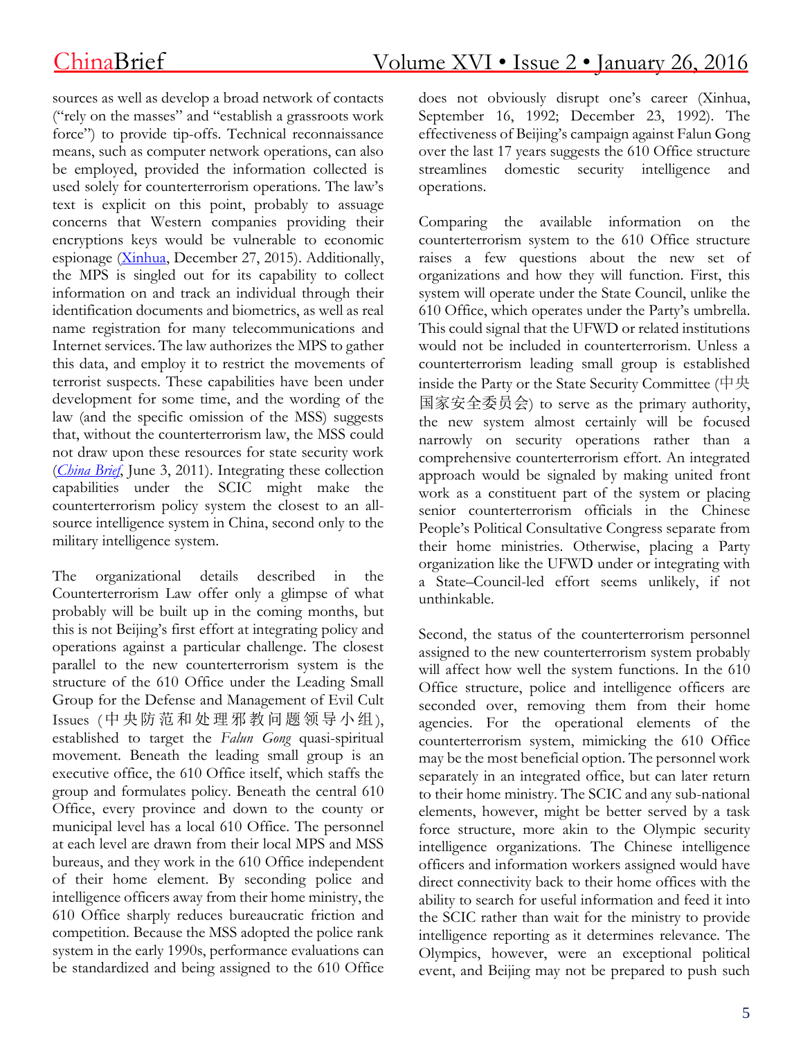sources as well as develop a broad network of contacts ("rely on the masses" and "establish a grassroots work force") to provide tip-offs. Technical reconnaissance means, such as computer network operations, can also be employed, provided the information collected is used solely for counterterrorism operations. The law's text is explicit on this point, probably to assuage concerns that Western companies providing their encryptions keys would be vulnerable to economic espionage (Xinhua, December 27, 2015). Additionally, the MPS is singled out for its capability to collect information on and track an individual through their identification documents and biometrics, as well as real name registration for many telecommunications and Internet services. The law authorizes the MPS to gather this data, and employ it to restrict the movements of terrorist suspects. These capabilities have been under development for some time, and the wording of the law (and the specific omission of the MSS) suggests that, without the counterterrorism law, the MSS could not draw upon these resources for state security work (*China Brief*, June 3, 2011). Integrating these collection capabilities under the SCIC might make the counterterrorism policy system the closest to an all-source intelligence system in China, second only to the military intelligence system.

The organizational details described in the Counterterrorism Law offer only a glimpse of what probably will be built up in the coming months, but this is not Beijing's first effort at integrating policy and operations against a particular challenge. The closest parallel to the new counterterrorism system is the structure of the 610 Office under the Leading Small Group for the Defense and Management of Evil Cult Issues (中央防范和处理邪教问题领导小组), established to target the *Falun Gong* quasi-spiritual movement. Beneath the leading small group is an executive office, the 610 Office itself, which staffs the group and formulates policy. Beneath the central 610 Office, every province and down to the county or municipal level has a local 610 Office. The personnel at each level are drawn from their local MPS and MSS bureaus, and they work in the 610 Office independent of their home element. By seconding police and intelligence officers away from their home ministry, the 610 Office sharply reduces bureaucratic friction and competition. Because the MSS adopted the police rank system in the early 1990s, performance evaluations can be standardized and being assigned to the 610 Office does not obviously disrupt one's career (Xinhua, September 16, 1992; December 23, 1992). The effectiveness of Beijing's campaign against Falun Gong over the last 17 years suggests the 610 Office structure streamlines domestic security intelligence and operations.

Comparing the available information on the counterterrorism system to the 610 Office structure raises a few questions about the new set of organizations and how they will function. First, this system will operate under the State Council, unlike the 610 Office, which operates under the Party's umbrella. This could signal that the UFWD or related institutions would not be included in counterterrorism. Unless a counterterrorism leading small group is established inside the Party or the State Security Committee (中央国家安全委员会) to serve as the primary authority, the new system almost certainly will be focused narrowly on security operations rather than a comprehensive counterterrorism effort. An integrated approach would be signaled by making united front work as a constituent part of the system or placing senior counterterrorism officials in the Chinese People's Political Consultative Congress separate from their home ministries. Otherwise, placing a Party organization like the UFWD under or integrating with a State–Council-led effort seems unlikely, if not unthinkable.

Second, the status of the counterterrorism personnel assigned to the new counterterrorism system probably will affect how well the system functions. In the 610 Office structure, police and intelligence officers are seconded over, removing them from their home agencies. For the operational elements of the counterterrorism system, mimicking the 610 Office may be the most beneficial option. The personnel work separately in an integrated office, but can later return to their home ministry. The SCIC and any sub-national elements, however, might be better served by a task force structure, more akin to the Olympic security intelligence organizations. The Chinese intelligence officers and information workers assigned would have direct connectivity back to their home offices with the ability to search for useful information and feed it into the SCIC rather than wait for the ministry to provide intelligence reporting as it determines relevance. The Olympics, however, were an exceptional political event, and Beijing may not be prepared to push such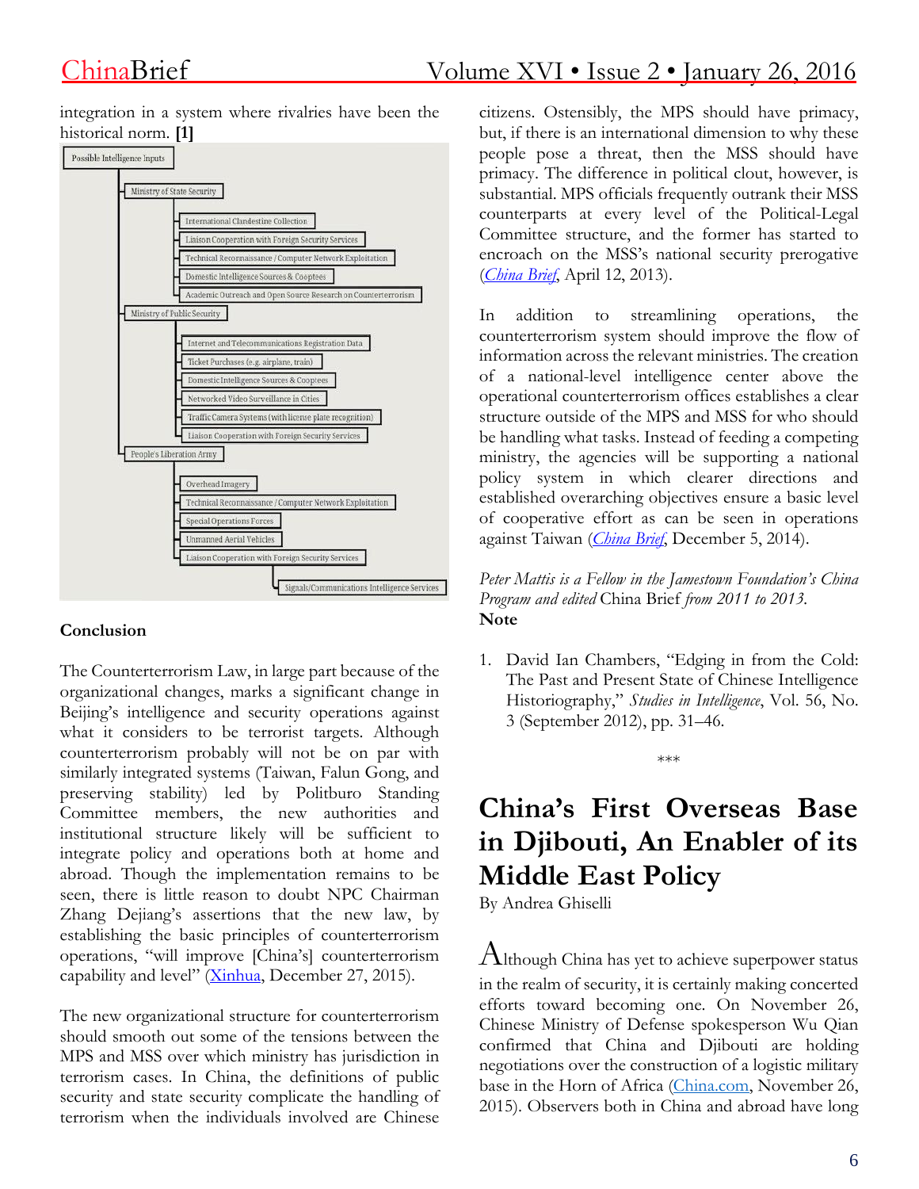integration in a system where rivalries have been the historical norm. **[1]**

- Possible Intelligence Inputs
  - Ministry of State Security
    - International Clandestine Collection
    - Liaison Cooperation with Foreign Security Services
    - Technical Reconnaissance / Computer Network Exploitation
    - Domestic Intelligence Sources & Cooptees
    - Academic Outreach and Open Source Research on Counterterrorism
  - Ministry of Public Security
    - Internet and Telecommunications Registration Data
    - Ticket Purchases (e.g. airplane, train)
    - Domestic Intelligence Sources & Cooptees
    - Networked Video Surveillance in Cities
    - Traffic Camera Systems (with license plate recognition)
    - Liaison Cooperation with Foreign Security Services
  - People's Liberation Army
    - Overhead Imagery
    - Technical Reconnaissance / Computer Network Exploitation
    - Special Operations Forces
    - Unmanned Aerial Vehicles
    - Liaison Cooperation with Foreign Security Services
      - Signals/Communications Intelligence Services

**Conclusion**

The Counterterrorism Law, in large part because of the organizational changes, marks a significant change in Beijing's intelligence and security operations against what it considers to be terrorist targets. Although counterterrorism probably will not be on par with similarly integrated systems (Taiwan, Falun Gong, and preserving stability) led by Politburo Standing Committee members, the new authorities and institutional structure likely will be sufficient to integrate policy and operations both at home and abroad. Though the implementation remains to be seen, there is little reason to doubt NPC Chairman Zhang Dejiang's assertions that the new law, by establishing the basic principles of counterterrorism operations, "will improve [China's] counterterrorism capability and level" (Xinhua, December 27, 2015).

The new organizational structure for counterterrorism should smooth out some of the tensions between the MPS and MSS over which ministry has jurisdiction in terrorism cases. In China, the definitions of public security and state security complicate the handling of terrorism when the individuals involved are Chinese citizens. Ostensibly, the MPS should have primacy, but, if there is an international dimension to why these people pose a threat, then the MSS should have primacy. The difference in political clout, however, is substantial. MPS officials frequently outrank their MSS counterparts at every level of the Political-Legal Committee structure, and the former has started to encroach on the MSS's national security prerogative (*China Brief*, April 12, 2013).

In addition to streamlining operations, the counterterrorism system should improve the flow of information across the relevant ministries. The creation of a national-level intelligence center above the operational counterterrorism offices establishes a clear structure outside of the MPS and MSS for who should be handling what tasks. Instead of feeding a competing ministry, the agencies will be supporting a national policy system in which clearer directions and established overarching objectives ensure a basic level of cooperative effort as can be seen in operations against Taiwan (*China Brief*, December 5, 2014).

*Peter Mattis is a Fellow in the Jamestown Foundation's China Program and edited* China Brief *from 2011 to 2013.*

**Note**

1. David Ian Chambers, "Edging in from the Cold: The Past and Present State of Chinese Intelligence Historiography," *Studies in Intelligence*, Vol. 56, No. 3 (September 2012), pp. 31–46.

***

# China's First Overseas Base in Djibouti, An Enabler of its Middle East Policy

By Andrea Ghiselli

Although China has yet to achieve superpower status in the realm of security, it is certainly making concerted efforts toward becoming one. On November 26, Chinese Ministry of Defense spokesperson Wu Qian confirmed that China and Djibouti are holding negotiations over the construction of a logistic military base in the Horn of Africa (China.com, November 26, 2015). Observers both in China and abroad have long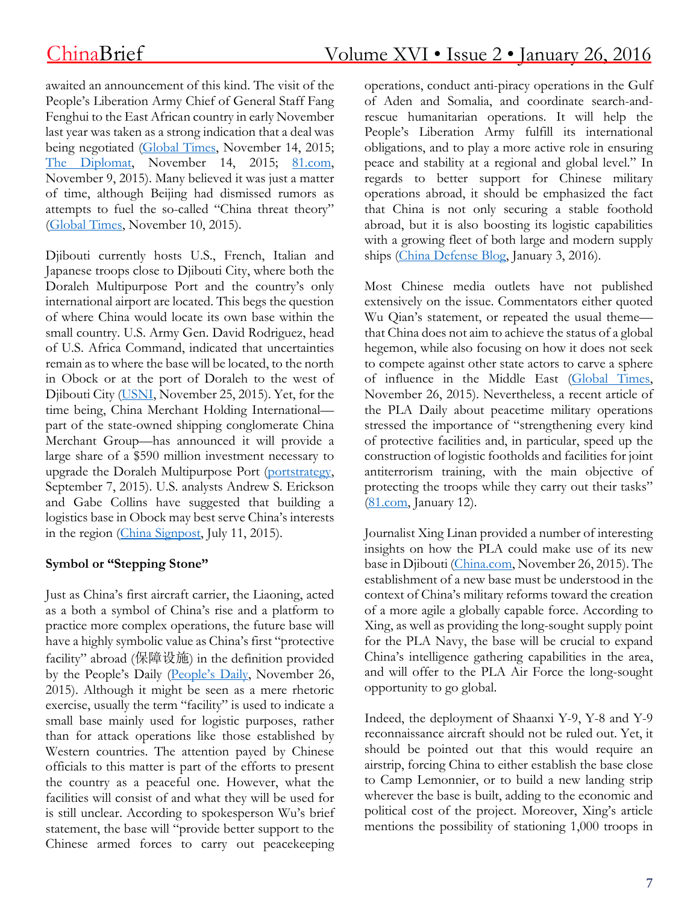awaited an announcement of this kind. The visit of the People's Liberation Army Chief of General Staff Fang Fenghui to the East African country in early November last year was taken as a strong indication that a deal was being negotiated (Global Times, November 14, 2015; The Diplomat, November 14, 2015; 81.com, November 9, 2015). Many believed it was just a matter of time, although Beijing had dismissed rumors as attempts to fuel the so-called "China threat theory" (Global Times, November 10, 2015).

Djibouti currently hosts U.S., French, Italian and Japanese troops close to Djibouti City, where both the Doraleh Multipurpose Port and the country's only international airport are located. This begs the question of where China would locate its own base within the small country. U.S. Army Gen. David Rodriguez, head of U.S. Africa Command, indicated that uncertainties remain as to where the base will be located, to the north in Obock or at the port of Doraleh to the west of Djibouti City (USNI, November 25, 2015). Yet, for the time being, China Merchant Holding International—part of the state-owned shipping conglomerate China Merchant Group—has announced it will provide a large share of a $590 million investment necessary to upgrade the Doraleh Multipurpose Port (portstrategy, September 7, 2015). U.S. analysts Andrew S. Erickson and Gabe Collins have suggested that building a logistics base in Obock may best serve China's interests in the region (China Signpost, July 11, 2015).

**Symbol or "Stepping Stone"**

Just as China's first aircraft carrier, the Liaoning, acted as a both a symbol of China's rise and a platform to practice more complex operations, the future base will have a highly symbolic value as China's first "protective facility" abroad (保障设施) in the definition provided by the People's Daily (People's Daily, November 26, 2015). Although it might be seen as a mere rhetoric exercise, usually the term "facility" is used to indicate a small base mainly used for logistic purposes, rather than for attack operations like those established by Western countries. The attention payed by Chinese officials to this matter is part of the efforts to present the country as a peaceful one. However, what the facilities will consist of and what they will be used for is still unclear. According to spokesperson Wu's brief statement, the base will "provide better support to the Chinese armed forces to carry out peacekeeping operations, conduct anti-piracy operations in the Gulf of Aden and Somalia, and coordinate search-and-rescue humanitarian operations. It will help the People's Liberation Army fulfill its international obligations, and to play a more active role in ensuring peace and stability at a regional and global level." In regards to better support for Chinese military operations abroad, it should be emphasized the fact that China is not only securing a stable foothold abroad, but it is also boosting its logistic capabilities with a growing fleet of both large and modern supply ships (China Defense Blog, January 3, 2016).

Most Chinese media outlets have not published extensively on the issue. Commentators either quoted Wu Qian's statement, or repeated the usual theme—that China does not aim to achieve the status of a global hegemon, while also focusing on how it does not seek to compete against other state actors to carve a sphere of influence in the Middle East (Global Times, November 26, 2015). Nevertheless, a recent article of the PLA Daily about peacetime military operations stressed the importance of "strengthening every kind of protective facilities and, in particular, speed up the construction of logistic footholds and facilities for joint antiterrorism training, with the main objective of protecting the troops while they carry out their tasks" (81.com, January 12).

Journalist Xing Linan provided a number of interesting insights on how the PLA could make use of its new base in Djibouti (China.com, November 26, 2015). The establishment of a new base must be understood in the context of China's military reforms toward the creation of a more agile a globally capable force. According to Xing, as well as providing the long-sought supply point for the PLA Navy, the base will be crucial to expand China's intelligence gathering capabilities in the area, and will offer to the PLA Air Force the long-sought opportunity to go global.

Indeed, the deployment of Shaanxi Y-9, Y-8 and Y-9 reconnaissance aircraft should not be ruled out. Yet, it should be pointed out that this would require an airstrip, forcing China to either establish the base close to Camp Lemonnier, or to build a new landing strip wherever the base is built, adding to the economic and political cost of the project. Moreover, Xing's article mentions the possibility of stationing 1,000 troops in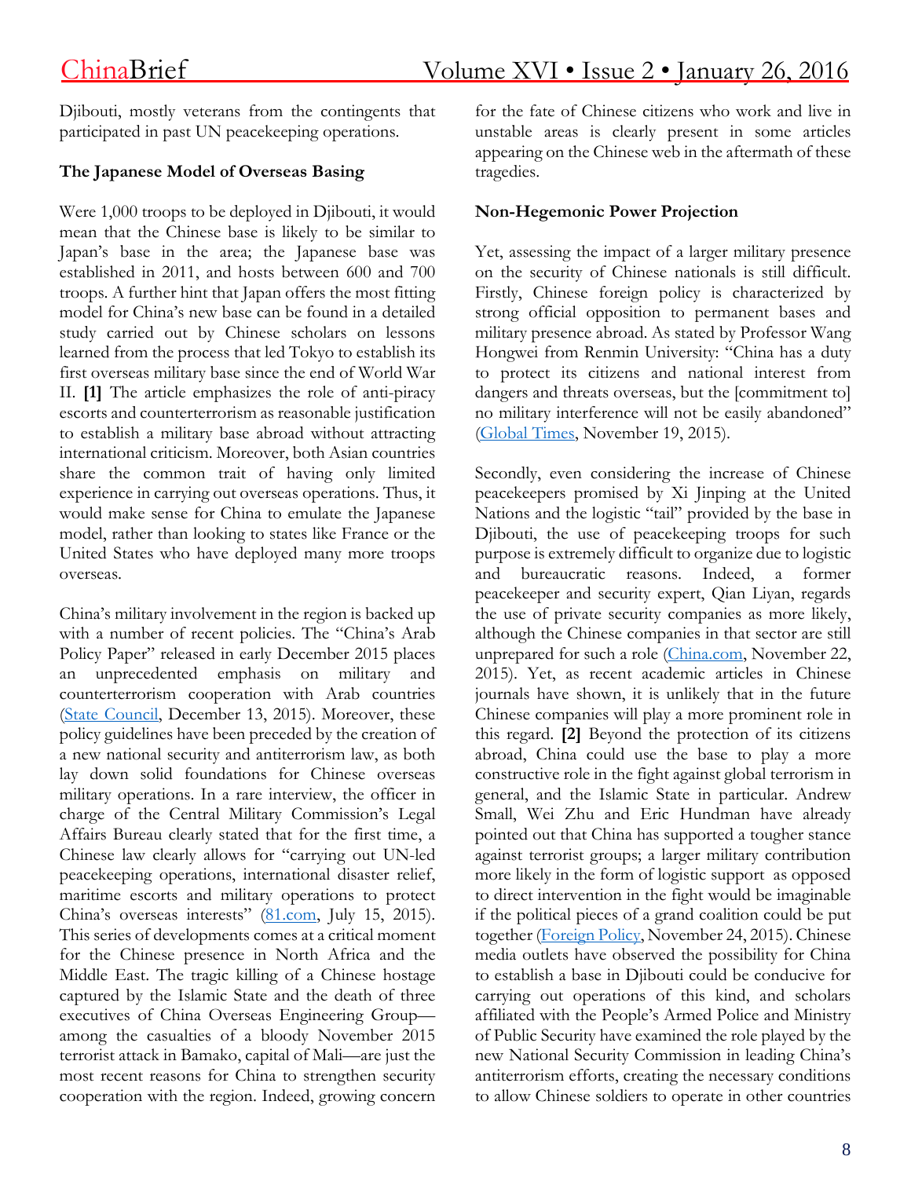Djibouti, mostly veterans from the contingents that participated in past UN peacekeeping operations.

**The Japanese Model of Overseas Basing**

Were 1,000 troops to be deployed in Djibouti, it would mean that the Chinese base is likely to be similar to Japan's base in the area; the Japanese base was established in 2011, and hosts between 600 and 700 troops. A further hint that Japan offers the most fitting model for China's new base can be found in a detailed study carried out by Chinese scholars on lessons learned from the process that led Tokyo to establish its first overseas military base since the end of World War II. **[1]** The article emphasizes the role of anti-piracy escorts and counterterrorism as reasonable justification to establish a military base abroad without attracting international criticism. Moreover, both Asian countries share the common trait of having only limited experience in carrying out overseas operations. Thus, it would make sense for China to emulate the Japanese model, rather than looking to states like France or the United States who have deployed many more troops overseas.

China's military involvement in the region is backed up with a number of recent policies. The "China's Arab Policy Paper" released in early December 2015 places an unprecedented emphasis on military and counterterrorism cooperation with Arab countries (State Council, December 13, 2015). Moreover, these policy guidelines have been preceded by the creation of a new national security and antiterrorism law, as both lay down solid foundations for Chinese overseas military operations. In a rare interview, the officer in charge of the Central Military Commission's Legal Affairs Bureau clearly stated that for the first time, a Chinese law clearly allows for "carrying out UN-led peacekeeping operations, international disaster relief, maritime escorts and military operations to protect China's overseas interests" (81.com, July 15, 2015). This series of developments comes at a critical moment for the Chinese presence in North Africa and the Middle East. The tragic killing of a Chinese hostage captured by the Islamic State and the death of three executives of China Overseas Engineering Group—among the casualties of a bloody November 2015 terrorist attack in Bamako, capital of Mali—are just the most recent reasons for China to strengthen security cooperation with the region. Indeed, growing concern for the fate of Chinese citizens who work and live in unstable areas is clearly present in some articles appearing on the Chinese web in the aftermath of these tragedies.

**Non-Hegemonic Power Projection**

Yet, assessing the impact of a larger military presence on the security of Chinese nationals is still difficult. Firstly, Chinese foreign policy is characterized by strong official opposition to permanent bases and military presence abroad. As stated by Professor Wang Hongwei from Renmin University: "China has a duty to protect its citizens and national interest from dangers and threats overseas, but the [commitment to] no military interference will not be easily abandoned" (Global Times, November 19, 2015).

Secondly, even considering the increase of Chinese peacekeepers promised by Xi Jinping at the United Nations and the logistic "tail" provided by the base in Djibouti, the use of peacekeeping troops for such purpose is extremely difficult to organize due to logistic and bureaucratic reasons. Indeed, a former peacekeeper and security expert, Qian Liyan, regards the use of private security companies as more likely, although the Chinese companies in that sector are still unprepared for such a role (China.com, November 22, 2015). Yet, as recent academic articles in Chinese journals have shown, it is unlikely that in the future Chinese companies will play a more prominent role in this regard. **[2]** Beyond the protection of its citizens abroad, China could use the base to play a more constructive role in the fight against global terrorism in general, and the Islamic State in particular. Andrew Small, Wei Zhu and Eric Hundman have already pointed out that China has supported a tougher stance against terrorist groups; a larger military contribution more likely in the form of logistic support as opposed to direct intervention in the fight would be imaginable if the political pieces of a grand coalition could be put together (Foreign Policy, November 24, 2015). Chinese media outlets have observed the possibility for China to establish a base in Djibouti could be conducive for carrying out operations of this kind, and scholars affiliated with the People's Armed Police and Ministry of Public Security have examined the role played by the new National Security Commission in leading China's antiterrorism efforts, creating the necessary conditions to allow Chinese soldiers to operate in other countries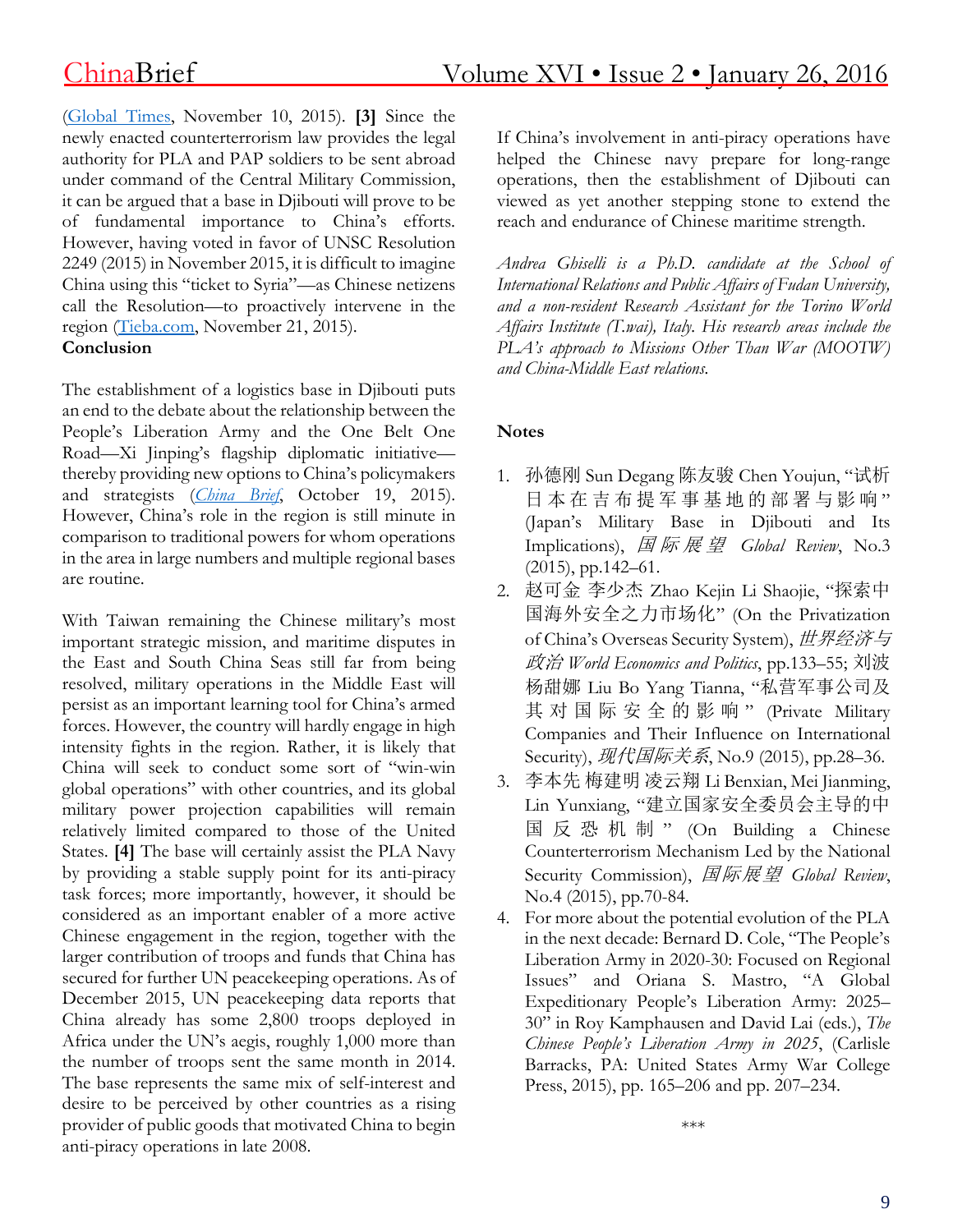(Global Times, November 10, 2015). **[3]** Since the newly enacted counterterrorism law provides the legal authority for PLA and PAP soldiers to be sent abroad under command of the Central Military Commission, it can be argued that a base in Djibouti will prove to be of fundamental importance to China's efforts. However, having voted in favor of UNSC Resolution 2249 (2015) in November 2015, it is difficult to imagine China using this "ticket to Syria"—as Chinese netizens call the Resolution—to proactively intervene in the region (Tieba.com, November 21, 2015).

**Conclusion**

The establishment of a logistics base in Djibouti puts an end to the debate about the relationship between the People's Liberation Army and the One Belt One Road—Xi Jinping's flagship diplomatic initiative—thereby providing new options to China's policymakers and strategists (*China Brief*, October 19, 2015). However, China's role in the region is still minute in comparison to traditional powers for whom operations in the area in large numbers and multiple regional bases are routine.

With Taiwan remaining the Chinese military's most important strategic mission, and maritime disputes in the East and South China Seas still far from being resolved, military operations in the Middle East will persist as an important learning tool for China's armed forces. However, the country will hardly engage in high intensity fights in the region. Rather, it is likely that China will seek to conduct some sort of "win-win global operations" with other countries, and its global military power projection capabilities will remain relatively limited compared to those of the United States. **[4]** The base will certainly assist the PLA Navy by providing a stable supply point for its anti-piracy task forces; more importantly, however, it should be considered as an important enabler of a more active Chinese engagement in the region, together with the larger contribution of troops and funds that China has secured for further UN peacekeeping operations. As of December 2015, UN peacekeeping data reports that China already has some 2,800 troops deployed in Africa under the UN's aegis, roughly 1,000 more than the number of troops sent the same month in 2014. The base represents the same mix of self-interest and desire to be perceived by other countries as a rising provider of public goods that motivated China to begin anti-piracy operations in late 2008.

If China's involvement in anti-piracy operations have helped the Chinese navy prepare for long-range operations, then the establishment of Djibouti can viewed as yet another stepping stone to extend the reach and endurance of Chinese maritime strength.

*Andrea Ghiselli is a Ph.D. candidate at the School of International Relations and Public Affairs of Fudan University, and a non-resident Research Assistant for the Torino World Affairs Institute (T.wai), Italy. His research areas include the PLA's approach to Missions Other Than War (MOOTW) and China-Middle East relations.*

**Notes**

1. 孙德刚 Sun Degang 陈友骏 Chen Youjun, "试析日本在吉布提军事基地的部署与影响" (Japan's Military Base in Djibouti and Its Implications), *国际展望 Global Review*, No.3 (2015), pp.142–61.
2. 赵可金 李少杰 Zhao Kejin Li Shaojie, "探索中国海外安全之力市场化" (On the Privatization of China's Overseas Security System), *世界经济与政治 World Economics and Politics*, pp.133–55; 刘波 杨甜娜 Liu Bo Yang Tianna, "私营军事公司及其对国际安全的影响" (Private Military Companies and Their Influence on International Security), *现代国际关系*, No.9 (2015), pp.28–36.
3. 李本先 梅建明 凌云翔 Li Benxian, Mei Jianming, Lin Yunxiang, "建立国家安全委员会主导的中国反恐机制" (On Building a Chinese Counterterrorism Mechanism Led by the National Security Commission), *国际展望 Global Review*, No.4 (2015), pp.70-84.
4. For more about the potential evolution of the PLA in the next decade: Bernard D. Cole, "The People's Liberation Army in 2020-30: Focused on Regional Issues" and Oriana S. Mastro, "A Global Expeditionary People's Liberation Army: 2025–30" in Roy Kamphausen and David Lai (eds.), *The Chinese People's Liberation Army in 2025*, (Carlisle Barracks, PA: United States Army War College Press, 2015), pp. 165–206 and pp. 207–234.

\*\*\*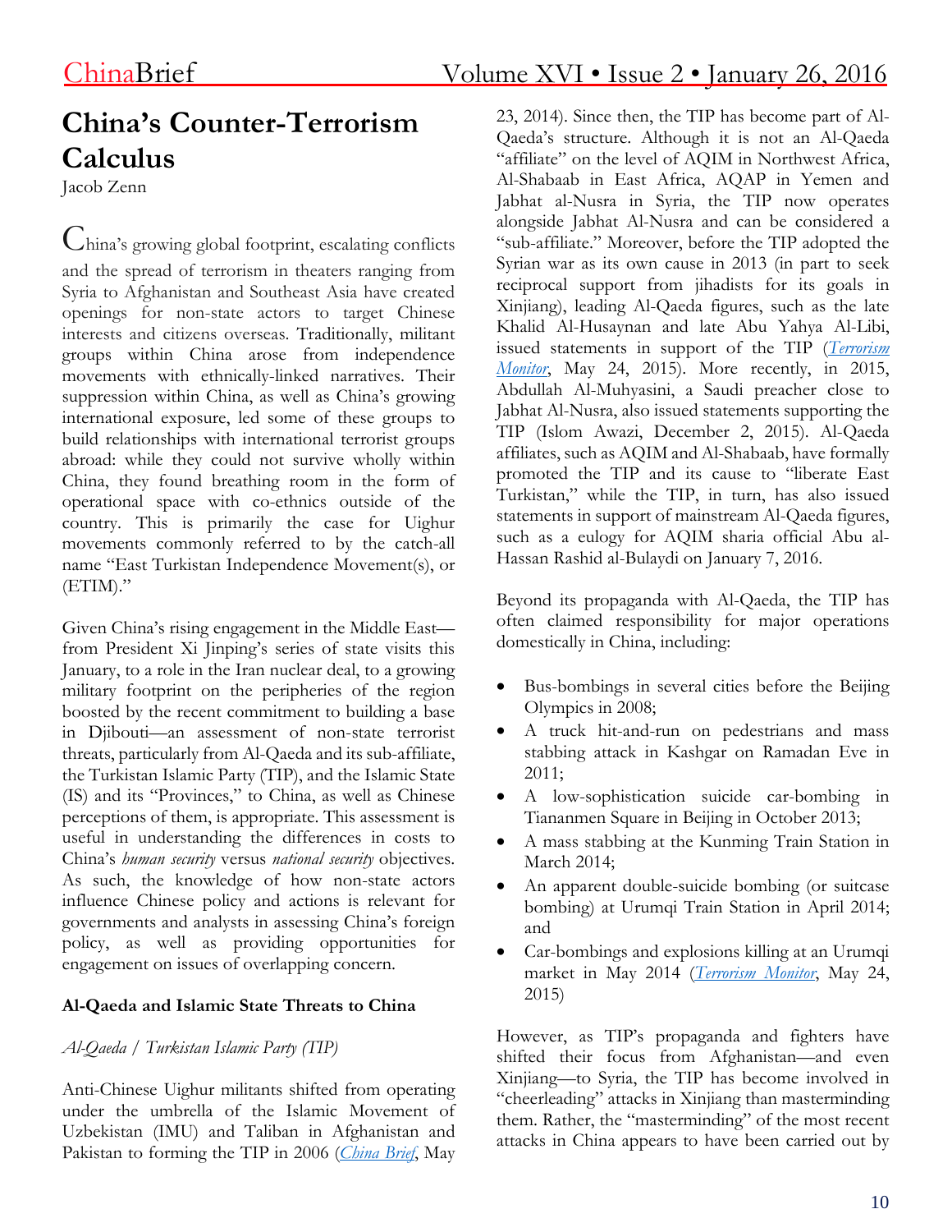# China's Counter-Terrorism Calculus

Jacob Zenn

China's growing global footprint, escalating conflicts and the spread of terrorism in theaters ranging from Syria to Afghanistan and Southeast Asia have created openings for non-state actors to target Chinese interests and citizens overseas. Traditionally, militant groups within China arose from independence movements with ethnically-linked narratives. Their suppression within China, as well as China's growing international exposure, led some of these groups to build relationships with international terrorist groups abroad: while they could not survive wholly within China, they found breathing room in the form of operational space with co-ethnics outside of the country. This is primarily the case for Uighur movements commonly referred to by the catch-all name "East Turkistan Independence Movement(s), or (ETIM)."

Given China's rising engagement in the Middle East—from President Xi Jinping's series of state visits this January, to a role in the Iran nuclear deal, to a growing military footprint on the peripheries of the region boosted by the recent commitment to building a base in Djibouti—an assessment of non-state terrorist threats, particularly from Al-Qaeda and its sub-affiliate, the Turkistan Islamic Party (TIP), and the Islamic State (IS) and its "Provinces," to China, as well as Chinese perceptions of them, is appropriate. This assessment is useful in understanding the differences in costs to China's *human security* versus *national security* objectives. As such, the knowledge of how non-state actors influence Chinese policy and actions is relevant for governments and analysts in assessing China's foreign policy, as well as providing opportunities for engagement on issues of overlapping concern.

**Al-Qaeda and Islamic State Threats to China**

*Al-Qaeda / Turkistan Islamic Party (TIP)*

Anti-Chinese Uighur militants shifted from operating under the umbrella of the Islamic Movement of Uzbekistan (IMU) and Taliban in Afghanistan and Pakistan to forming the TIP in 2006 (*China Brief*, May 23, 2014). Since then, the TIP has become part of Al-Qaeda's structure. Although it is not an Al-Qaeda "affiliate" on the level of AQIM in Northwest Africa, Al-Shabaab in East Africa, AQAP in Yemen and Jabhat al-Nusra in Syria, the TIP now operates alongside Jabhat Al-Nusra and can be considered a "sub-affiliate." Moreover, before the TIP adopted the Syrian war as its own cause in 2013 (in part to seek reciprocal support from jihadists for its goals in Xinjiang), leading Al-Qaeda figures, such as the late Khalid Al-Husaynan and late Abu Yahya Al-Libi, issued statements in support of the TIP (*Terrorism Monitor*, May 24, 2015). More recently, in 2015, Abdullah Al-Muhyasini, a Saudi preacher close to Jabhat Al-Nusra, also issued statements supporting the TIP (Islom Awazi, December 2, 2015). Al-Qaeda affiliates, such as AQIM and Al-Shabaab, have formally promoted the TIP and its cause to "liberate East Turkistan," while the TIP, in turn, has also issued statements in support of mainstream Al-Qaeda figures, such as a eulogy for AQIM sharia official Abu al-Hassan Rashid al-Bulaydi on January 7, 2016.

Beyond its propaganda with Al-Qaeda, the TIP has often claimed responsibility for major operations domestically in China, including:

- Bus-bombings in several cities before the Beijing Olympics in 2008;
- A truck hit-and-run on pedestrians and mass stabbing attack in Kashgar on Ramadan Eve in 2011;
- A low-sophistication suicide car-bombing in Tiananmen Square in Beijing in October 2013;
- A mass stabbing at the Kunming Train Station in March 2014;
- An apparent double-suicide bombing (or suitcase bombing) at Urumqi Train Station in April 2014; and
- Car-bombings and explosions killing at an Urumqi market in May 2014 (*Terrorism Monitor*, May 24, 2015)

However, as TIP's propaganda and fighters have shifted their focus from Afghanistan—and even Xinjiang—to Syria, the TIP has become involved in "cheerleading" attacks in Xinjiang than masterminding them. Rather, the "masterminding" of the most recent attacks in China appears to have been carried out by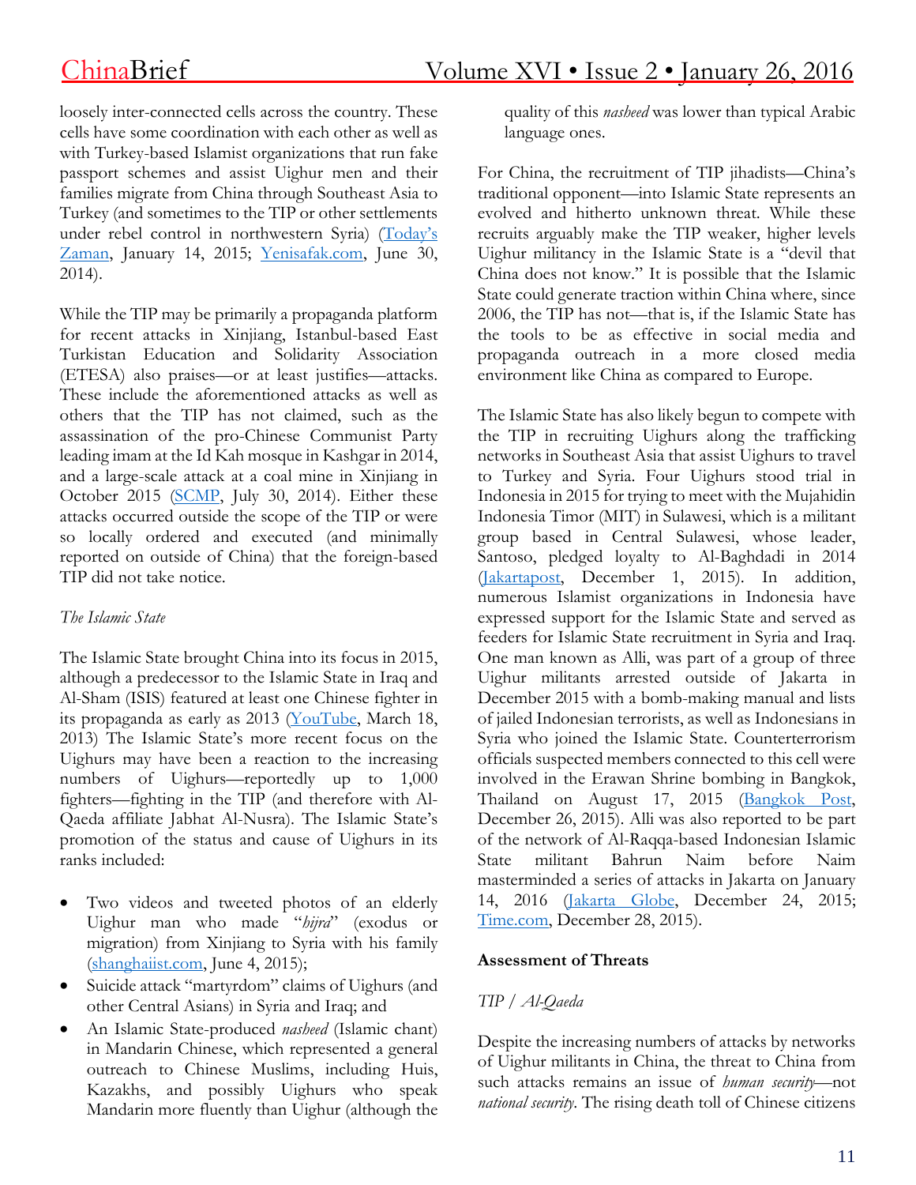loosely inter-connected cells across the country. These cells have some coordination with each other as well as with Turkey-based Islamist organizations that run fake passport schemes and assist Uighur men and their families migrate from China through Southeast Asia to Turkey (and sometimes to the TIP or other settlements under rebel control in northwestern Syria) (Today's Zaman, January 14, 2015; Yenisafak.com, June 30, 2014).

While the TIP may be primarily a propaganda platform for recent attacks in Xinjiang, Istanbul-based East Turkistan Education and Solidarity Association (ETESA) also praises—or at least justifies—attacks. These include the aforementioned attacks as well as others that the TIP has not claimed, such as the assassination of the pro-Chinese Communist Party leading imam at the Id Kah mosque in Kashgar in 2014, and a large-scale attack at a coal mine in Xinjiang in October 2015 (SCMP, July 30, 2014). Either these attacks occurred outside the scope of the TIP or were so locally ordered and executed (and minimally reported on outside of China) that the foreign-based TIP did not take notice.

*The Islamic State*

The Islamic State brought China into its focus in 2015, although a predecessor to the Islamic State in Iraq and Al-Sham (ISIS) featured at least one Chinese fighter in its propaganda as early as 2013 (YouTube, March 18, 2013) The Islamic State's more recent focus on the Uighurs may have been a reaction to the increasing numbers of Uighurs—reportedly up to 1,000 fighters—fighting in the TIP (and therefore with Al-Qaeda affiliate Jabhat Al-Nusra). The Islamic State's promotion of the status and cause of Uighurs in its ranks included:

- Two videos and tweeted photos of an elderly Uighur man who made "*hijra*" (exodus or migration) from Xinjiang to Syria with his family (shanghaiist.com, June 4, 2015);
- Suicide attack "martyrdom" claims of Uighurs (and other Central Asians) in Syria and Iraq; and
- An Islamic State-produced *nasheed* (Islamic chant) in Mandarin Chinese, which represented a general outreach to Chinese Muslims, including Huis, Kazakhs, and possibly Uighurs who speak Mandarin more fluently than Uighur (although the quality of this *nasheed* was lower than typical Arabic language ones.

For China, the recruitment of TIP jihadists—China's traditional opponent—into Islamic State represents an evolved and hitherto unknown threat. While these recruits arguably make the TIP weaker, higher levels Uighur militancy in the Islamic State is a "devil that China does not know." It is possible that the Islamic State could generate traction within China where, since 2006, the TIP has not—that is, if the Islamic State has the tools to be as effective in social media and propaganda outreach in a more closed media environment like China as compared to Europe.

The Islamic State has also likely begun to compete with the TIP in recruiting Uighurs along the trafficking networks in Southeast Asia that assist Uighurs to travel to Turkey and Syria. Four Uighurs stood trial in Indonesia in 2015 for trying to meet with the Mujahidin Indonesia Timor (MIT) in Sulawesi, which is a militant group based in Central Sulawesi, whose leader, Santoso, pledged loyalty to Al-Baghdadi in 2014 (Jakartapost, December 1, 2015). In addition, numerous Islamist organizations in Indonesia have expressed support for the Islamic State and served as feeders for Islamic State recruitment in Syria and Iraq. One man known as Alli, was part of a group of three Uighur militants arrested outside of Jakarta in December 2015 with a bomb-making manual and lists of jailed Indonesian terrorists, as well as Indonesians in Syria who joined the Islamic State. Counterterrorism officials suspected members connected to this cell were involved in the Erawan Shrine bombing in Bangkok, Thailand on August 17, 2015 (Bangkok Post, December 26, 2015). Alli was also reported to be part of the network of Al-Raqqa-based Indonesian Islamic State militant Bahrun Naim before Naim masterminded a series of attacks in Jakarta on January 14, 2016 (Jakarta Globe, December 24, 2015; Time.com, December 28, 2015).

## Assessment of Threats

*TIP / Al-Qaeda*

Despite the increasing numbers of attacks by networks of Uighur militants in China, the threat to China from such attacks remains an issue of *human security*—not *national security*. The rising death toll of Chinese citizens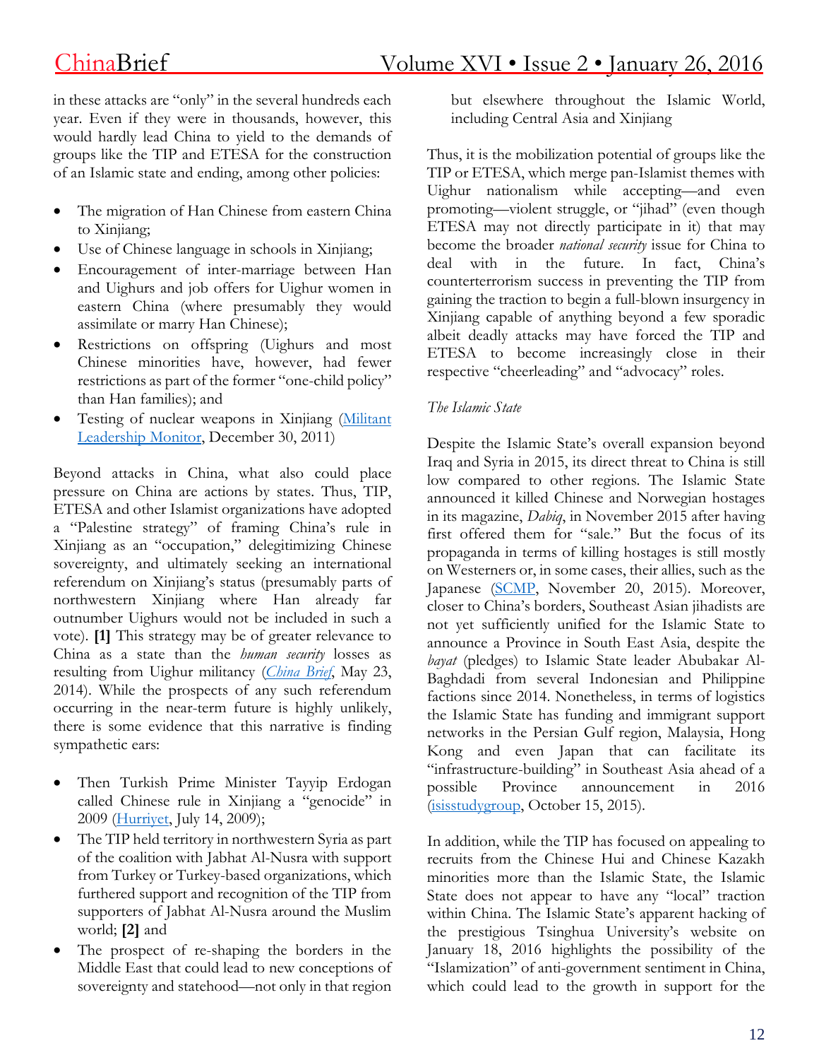in these attacks are "only" in the several hundreds each year. Even if they were in thousands, however, this would hardly lead China to yield to the demands of groups like the TIP and ETESA for the construction of an Islamic state and ending, among other policies:

- The migration of Han Chinese from eastern China to Xinjiang;
- Use of Chinese language in schools in Xinjiang;
- Encouragement of inter-marriage between Han and Uighurs and job offers for Uighur women in eastern China (where presumably they would assimilate or marry Han Chinese);
- Restrictions on offspring (Uighurs and most Chinese minorities have, however, had fewer restrictions as part of the former "one-child policy" than Han families); and
- Testing of nuclear weapons in Xinjiang (Militant Leadership Monitor, December 30, 2011)

Beyond attacks in China, what also could place pressure on China are actions by states. Thus, TIP, ETESA and other Islamist organizations have adopted a "Palestine strategy" of framing China's rule in Xinjiang as an "occupation," delegitimizing Chinese sovereignty, and ultimately seeking an international referendum on Xinjiang's status (presumably parts of northwestern Xinjiang where Han already far outnumber Uighurs would not be included in such a vote). **[1]** This strategy may be of greater relevance to China as a state than the *human security* losses as resulting from Uighur militancy (*China Brief*, May 23, 2014). While the prospects of any such referendum occurring in the near-term future is highly unlikely, there is some evidence that this narrative is finding sympathetic ears:

- Then Turkish Prime Minister Tayyip Erdogan called Chinese rule in Xinjiang a "genocide" in 2009 (Hurriyet, July 14, 2009);
- The TIP held territory in northwestern Syria as part of the coalition with Jabhat Al-Nusra with support from Turkey or Turkey-based organizations, which furthered support and recognition of the TIP from supporters of Jabhat Al-Nusra around the Muslim world; **[2]** and
- The prospect of re-shaping the borders in the Middle East that could lead to new conceptions of sovereignty and statehood—not only in that region but elsewhere throughout the Islamic World, including Central Asia and Xinjiang

Thus, it is the mobilization potential of groups like the TIP or ETESA, which merge pan-Islamist themes with Uighur nationalism while accepting—and even promoting—violent struggle, or "jihad" (even though ETESA may not directly participate in it) that may become the broader *national security* issue for China to deal with in the future. In fact, China's counterterrorism success in preventing the TIP from gaining the traction to begin a full-blown insurgency in Xinjiang capable of anything beyond a few sporadic albeit deadly attacks may have forced the TIP and ETESA to become increasingly close in their respective "cheerleading" and "advocacy" roles.

*The Islamic State*

Despite the Islamic State's overall expansion beyond Iraq and Syria in 2015, its direct threat to China is still low compared to other regions. The Islamic State announced it killed Chinese and Norwegian hostages in its magazine, *Dabiq*, in November 2015 after having first offered them for "sale." But the focus of its propaganda in terms of killing hostages is still mostly on Westerners or, in some cases, their allies, such as the Japanese (SCMP, November 20, 2015). Moreover, closer to China's borders, Southeast Asian jihadists are not yet sufficiently unified for the Islamic State to announce a Province in South East Asia, despite the *bayat* (pledges) to Islamic State leader Abubakar Al-Baghdadi from several Indonesian and Philippine factions since 2014. Nonetheless, in terms of logistics the Islamic State has funding and immigrant support networks in the Persian Gulf region, Malaysia, Hong Kong and even Japan that can facilitate its "infrastructure-building" in Southeast Asia ahead of a possible Province announcement in 2016 (isisstudygroup, October 15, 2015).

In addition, while the TIP has focused on appealing to recruits from the Chinese Hui and Chinese Kazakh minorities more than the Islamic State, the Islamic State does not appear to have any "local" traction within China. The Islamic State's apparent hacking of the prestigious Tsinghua University's website on January 18, 2016 highlights the possibility of the "Islamization" of anti-government sentiment in China, which could lead to the growth in support for the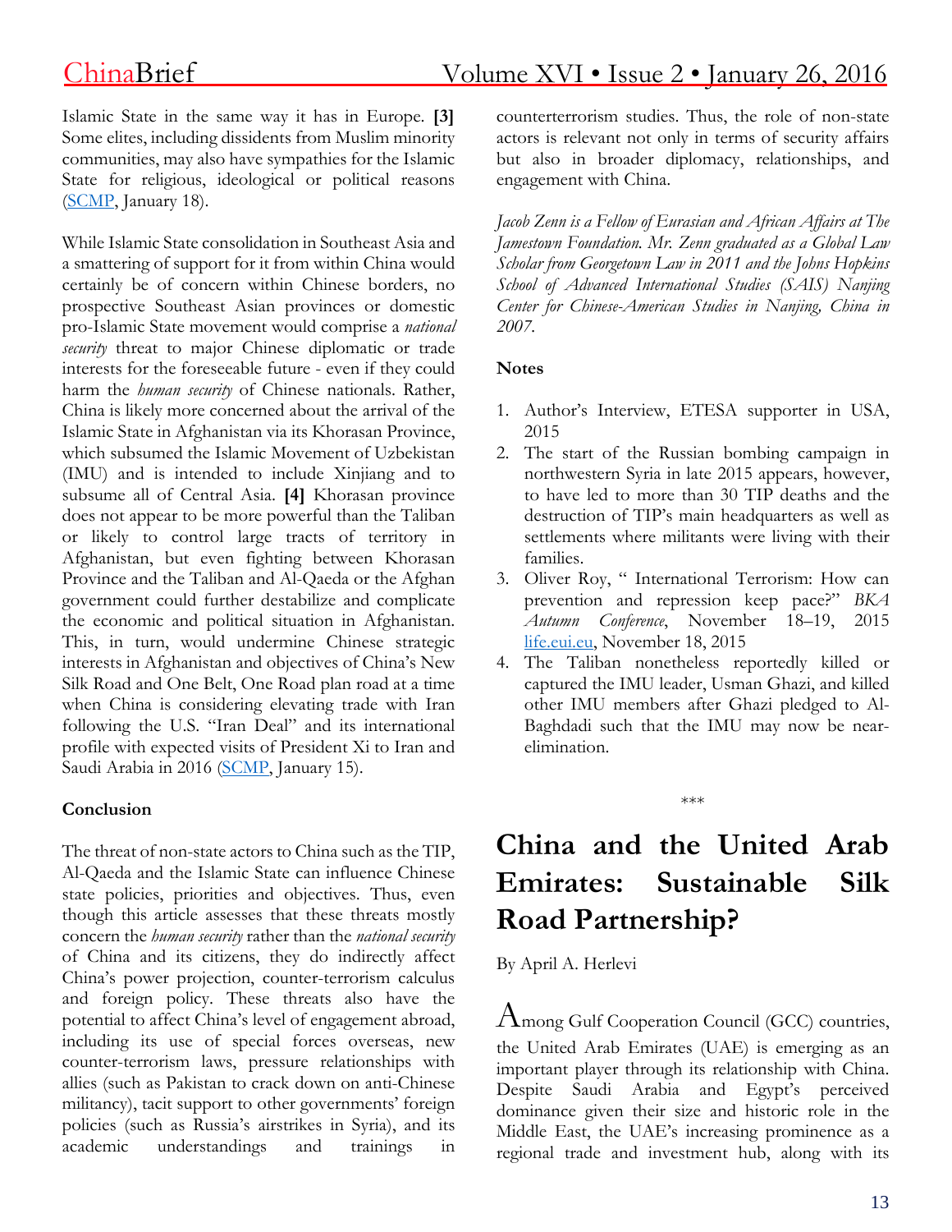Islamic State in the same way it has in Europe. **[3]** Some elites, including dissidents from Muslim minority communities, may also have sympathies for the Islamic State for religious, ideological or political reasons (SCMP, January 18).

While Islamic State consolidation in Southeast Asia and a smattering of support for it from within China would certainly be of concern within Chinese borders, no prospective Southeast Asian provinces or domestic pro-Islamic State movement would comprise a *national security* threat to major Chinese diplomatic or trade interests for the foreseeable future - even if they could harm the *human security* of Chinese nationals. Rather, China is likely more concerned about the arrival of the Islamic State in Afghanistan via its Khorasan Province, which subsumed the Islamic Movement of Uzbekistan (IMU) and is intended to include Xinjiang and to subsume all of Central Asia. **[4]** Khorasan province does not appear to be more powerful than the Taliban or likely to control large tracts of territory in Afghanistan, but even fighting between Khorasan Province and the Taliban and Al-Qaeda or the Afghan government could further destabilize and complicate the economic and political situation in Afghanistan. This, in turn, would undermine Chinese strategic interests in Afghanistan and objectives of China's New Silk Road and One Belt, One Road plan road at a time when China is considering elevating trade with Iran following the U.S. "Iran Deal" and its international profile with expected visits of President Xi to Iran and Saudi Arabia in 2016 (SCMP, January 15).

**Conclusion**

The threat of non-state actors to China such as the TIP, Al-Qaeda and the Islamic State can influence Chinese state policies, priorities and objectives. Thus, even though this article assesses that these threats mostly concern the *human security* rather than the *national security* of China and its citizens, they do indirectly affect China's power projection, counter-terrorism calculus and foreign policy. These threats also have the potential to affect China's level of engagement abroad, including its use of special forces overseas, new counter-terrorism laws, pressure relationships with allies (such as Pakistan to crack down on anti-Chinese militancy), tacit support to other governments' foreign policies (such as Russia's airstrikes in Syria), and its academic understandings and trainings in counterterrorism studies. Thus, the role of non-state actors is relevant not only in terms of security affairs but also in broader diplomacy, relationships, and engagement with China.

*Jacob Zenn is a Fellow of Eurasian and African Affairs at The Jamestown Foundation. Mr. Zenn graduated as a Global Law Scholar from Georgetown Law in 2011 and the Johns Hopkins School of Advanced International Studies (SAIS) Nanjing Center for Chinese-American Studies in Nanjing, China in 2007.*

**Notes**

1. Author's Interview, ETESA supporter in USA, 2015
2. The start of the Russian bombing campaign in northwestern Syria in late 2015 appears, however, to have led to more than 30 TIP deaths and the destruction of TIP's main headquarters as well as settlements where militants were living with their families.
3. Oliver Roy, " International Terrorism: How can prevention and repression keep pace?" *BKA Autumn Conference*, November 18–19, 2015 life.eui.eu, November 18, 2015
4. The Taliban nonetheless reportedly killed or captured the IMU leader, Usman Ghazi, and killed other IMU members after Ghazi pledged to Al-Baghdadi such that the IMU may now be near-elimination.

\*\*\*

# China and the United Arab Emirates: Sustainable Silk Road Partnership?

By April A. Herlevi

Among Gulf Cooperation Council (GCC) countries, the United Arab Emirates (UAE) is emerging as an important player through its relationship with China. Despite Saudi Arabia and Egypt's perceived dominance given their size and historic role in the Middle East, the UAE's increasing prominence as a regional trade and investment hub, along with its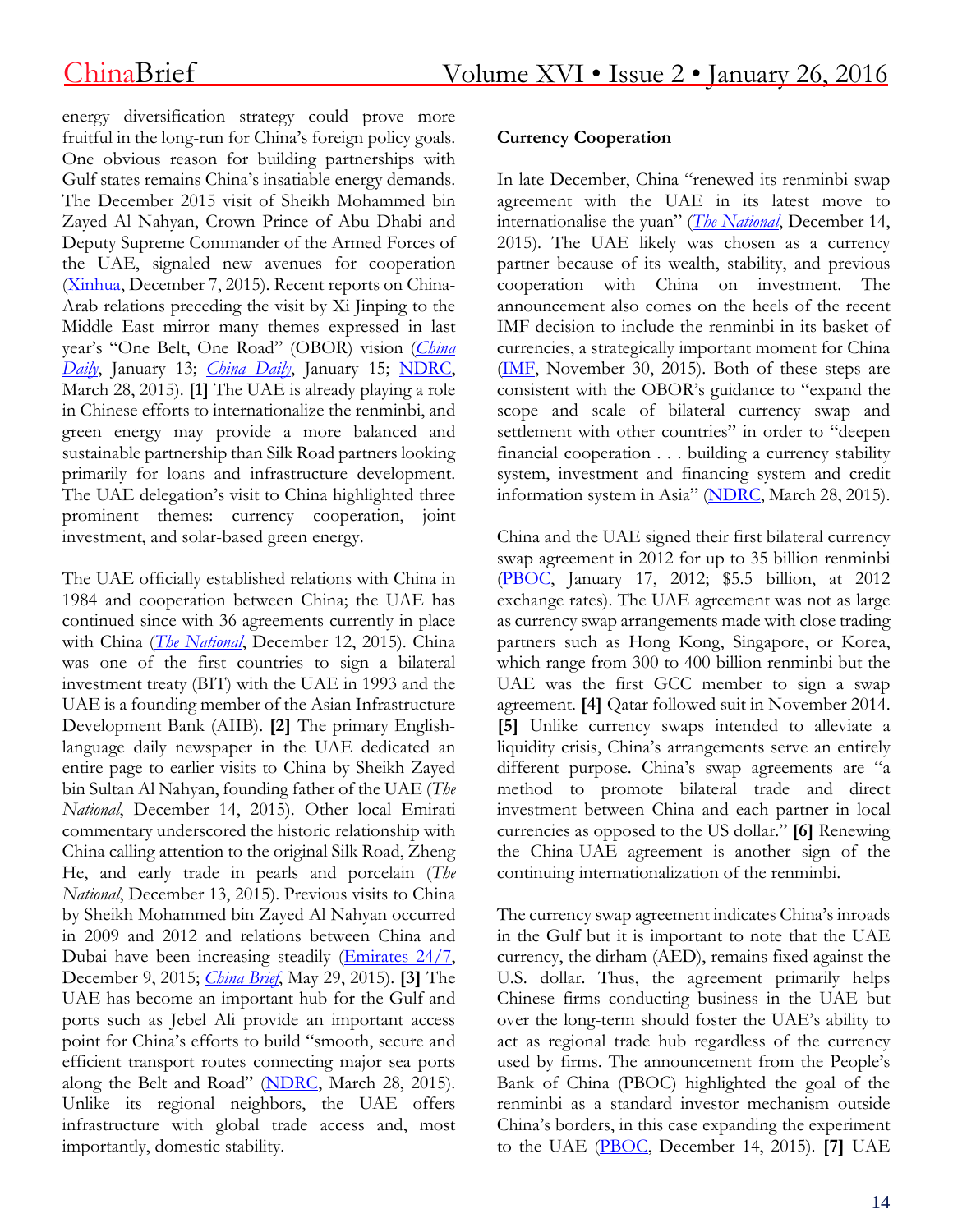energy diversification strategy could prove more fruitful in the long-run for China's foreign policy goals. One obvious reason for building partnerships with Gulf states remains China's insatiable energy demands. The December 2015 visit of Sheikh Mohammed bin Zayed Al Nahyan, Crown Prince of Abu Dhabi and Deputy Supreme Commander of the Armed Forces of the UAE, signaled new avenues for cooperation (Xinhua, December 7, 2015). Recent reports on China-Arab relations preceding the visit by Xi Jinping to the Middle East mirror many themes expressed in last year's "One Belt, One Road" (OBOR) vision (*China Daily*, January 13; *China Daily*, January 15; NDRC, March 28, 2015). **[1]** The UAE is already playing a role in Chinese efforts to internationalize the renminbi, and green energy may provide a more balanced and sustainable partnership than Silk Road partners looking primarily for loans and infrastructure development. The UAE delegation's visit to China highlighted three prominent themes: currency cooperation, joint investment, and solar-based green energy.

The UAE officially established relations with China in 1984 and cooperation between China; the UAE has continued since with 36 agreements currently in place with China (*The National*, December 12, 2015). China was one of the first countries to sign a bilateral investment treaty (BIT) with the UAE in 1993 and the UAE is a founding member of the Asian Infrastructure Development Bank (AIIB). **[2]** The primary English-language daily newspaper in the UAE dedicated an entire page to earlier visits to China by Sheikh Zayed bin Sultan Al Nahyan, founding father of the UAE (*The National*, December 14, 2015). Other local Emirati commentary underscored the historic relationship with China calling attention to the original Silk Road, Zheng He, and early trade in pearls and porcelain (*The National*, December 13, 2015). Previous visits to China by Sheikh Mohammed bin Zayed Al Nahyan occurred in 2009 and 2012 and relations between China and Dubai have been increasing steadily (Emirates 24/7, December 9, 2015; *China Brief*, May 29, 2015). **[3]** The UAE has become an important hub for the Gulf and ports such as Jebel Ali provide an important access point for China's efforts to build "smooth, secure and efficient transport routes connecting major sea ports along the Belt and Road" (NDRC, March 28, 2015). Unlike its regional neighbors, the UAE offers infrastructure with global trade access and, most importantly, domestic stability.

**Currency Cooperation**

In late December, China "renewed its renminbi swap agreement with the UAE in its latest move to internationalise the yuan" (*The National*, December 14, 2015). The UAE likely was chosen as a currency partner because of its wealth, stability, and previous cooperation with China on investment. The announcement also comes on the heels of the recent IMF decision to include the renminbi in its basket of currencies, a strategically important moment for China (IMF, November 30, 2015). Both of these steps are consistent with the OBOR's guidance to "expand the scope and scale of bilateral currency swap and settlement with other countries" in order to "deepen financial cooperation . . . building a currency stability system, investment and financing system and credit information system in Asia" (NDRC, March 28, 2015).

China and the UAE signed their first bilateral currency swap agreement in 2012 for up to 35 billion renminbi (PBOC, January 17, 2012; $5.5 billion, at 2012 exchange rates). The UAE agreement was not as large as currency swap arrangements made with close trading partners such as Hong Kong, Singapore, or Korea, which range from 300 to 400 billion renminbi but the UAE was the first GCC member to sign a swap agreement. **[4]** Qatar followed suit in November 2014. **[5]** Unlike currency swaps intended to alleviate a liquidity crisis, China's arrangements serve an entirely different purpose. China's swap agreements are "a method to promote bilateral trade and direct investment between China and each partner in local currencies as opposed to the US dollar." **[6]** Renewing the China-UAE agreement is another sign of the continuing internationalization of the renminbi.

The currency swap agreement indicates China's inroads in the Gulf but it is important to note that the UAE currency, the dirham (AED), remains fixed against the U.S. dollar. Thus, the agreement primarily helps Chinese firms conducting business in the UAE but over the long-term should foster the UAE's ability to act as regional trade hub regardless of the currency used by firms. The announcement from the People's Bank of China (PBOC) highlighted the goal of the renminbi as a standard investor mechanism outside China's borders, in this case expanding the experiment to the UAE (PBOC, December 14, 2015). **[7]** UAE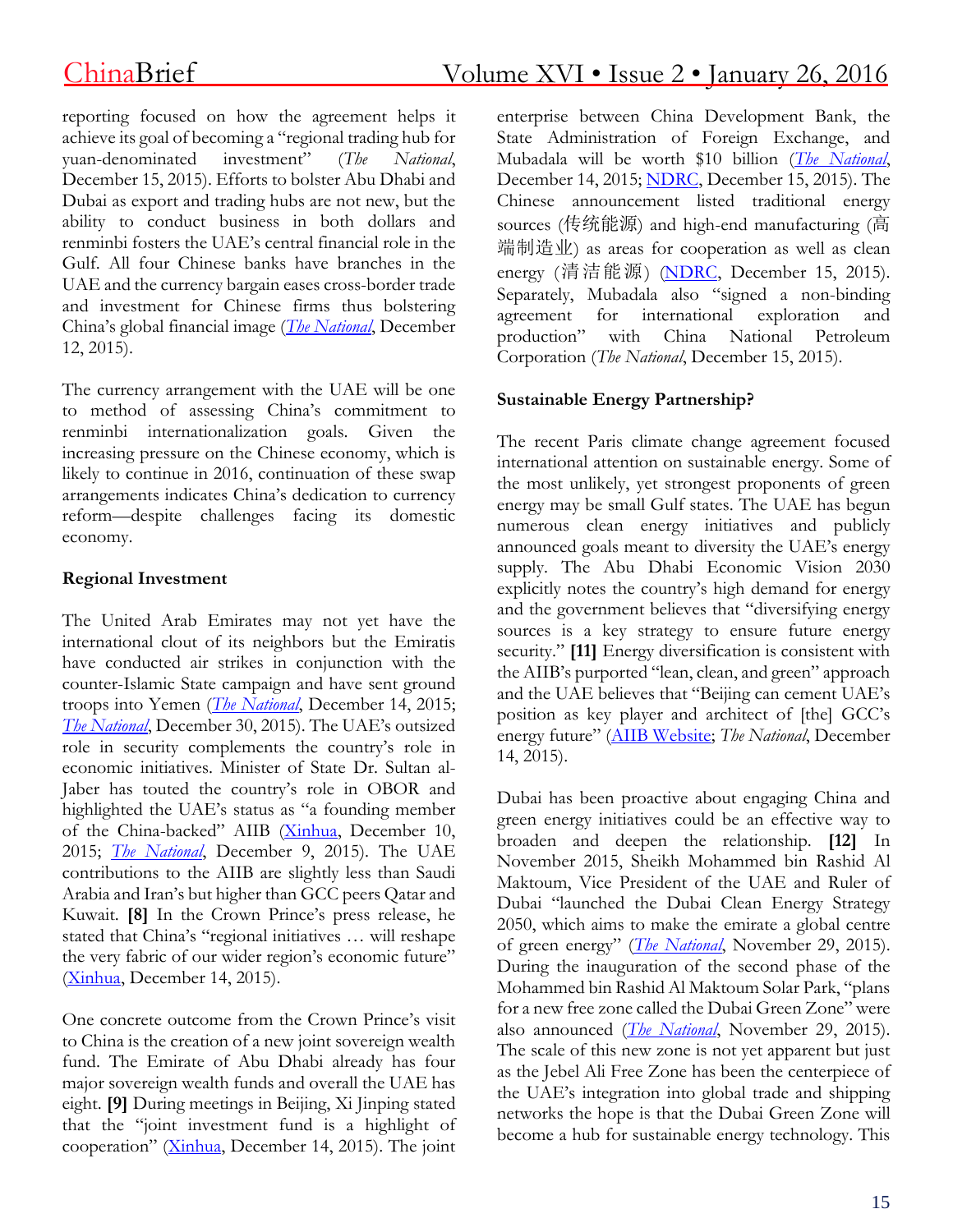reporting focused on how the agreement helps it achieve its goal of becoming a "regional trading hub for yuan-denominated investment" (*The National*, December 15, 2015). Efforts to bolster Abu Dhabi and Dubai as export and trading hubs are not new, but the ability to conduct business in both dollars and renminbi fosters the UAE's central financial role in the Gulf. All four Chinese banks have branches in the UAE and the currency bargain eases cross-border trade and investment for Chinese firms thus bolstering China's global financial image (*The National*, December 12, 2015).

The currency arrangement with the UAE will be one to method of assessing China's commitment to renminbi internationalization goals. Given the increasing pressure on the Chinese economy, which is likely to continue in 2016, continuation of these swap arrangements indicates China's dedication to currency reform—despite challenges facing its domestic economy.

**Regional Investment**

The United Arab Emirates may not yet have the international clout of its neighbors but the Emiratis have conducted air strikes in conjunction with the counter-Islamic State campaign and have sent ground troops into Yemen (*The National*, December 14, 2015; *The National*, December 30, 2015). The UAE's outsized role in security complements the country's role in economic initiatives. Minister of State Dr. Sultan al-Jaber has touted the country's role in OBOR and highlighted the UAE's status as "a founding member of the China-backed" AIIB (Xinhua, December 10, 2015; *The National*, December 9, 2015). The UAE contributions to the AIIB are slightly less than Saudi Arabia and Iran's but higher than GCC peers Qatar and Kuwait. **[8]** In the Crown Prince's press release, he stated that China's "regional initiatives … will reshape the very fabric of our wider region's economic future" (Xinhua, December 14, 2015).

One concrete outcome from the Crown Prince's visit to China is the creation of a new joint sovereign wealth fund. The Emirate of Abu Dhabi already has four major sovereign wealth funds and overall the UAE has eight. **[9]** During meetings in Beijing, Xi Jinping stated that the "joint investment fund is a highlight of cooperation" (Xinhua, December 14, 2015). The joint enterprise between China Development Bank, the State Administration of Foreign Exchange, and Mubadala will be worth $10 billion (*The National*, December 14, 2015; NDRC, December 15, 2015). The Chinese announcement listed traditional energy sources (传统能源) and high-end manufacturing (高端制造业) as areas for cooperation as well as clean energy (清洁能源) (NDRC, December 15, 2015). Separately, Mubadala also "signed a non-binding agreement for international exploration and production" with China National Petroleum Corporation (*The National*, December 15, 2015).

**Sustainable Energy Partnership?**

The recent Paris climate change agreement focused international attention on sustainable energy. Some of the most unlikely, yet strongest proponents of green energy may be small Gulf states. The UAE has begun numerous clean energy initiatives and publicly announced goals meant to diversity the UAE's energy supply. The Abu Dhabi Economic Vision 2030 explicitly notes the country's high demand for energy and the government believes that "diversifying energy sources is a key strategy to ensure future energy security." **[11]** Energy diversification is consistent with the AIIB's purported "lean, clean, and green" approach and the UAE believes that "Beijing can cement UAE's position as key player and architect of [the] GCC's energy future" (AIIB Website; *The National*, December 14, 2015).

Dubai has been proactive about engaging China and green energy initiatives could be an effective way to broaden and deepen the relationship. **[12]** In November 2015, Sheikh Mohammed bin Rashid Al Maktoum, Vice President of the UAE and Ruler of Dubai "launched the Dubai Clean Energy Strategy 2050, which aims to make the emirate a global centre of green energy" (*The National*, November 29, 2015). During the inauguration of the second phase of the Mohammed bin Rashid Al Maktoum Solar Park, "plans for a new free zone called the Dubai Green Zone" were also announced (*The National*, November 29, 2015). The scale of this new zone is not yet apparent but just as the Jebel Ali Free Zone has been the centerpiece of the UAE's integration into global trade and shipping networks the hope is that the Dubai Green Zone will become a hub for sustainable energy technology. This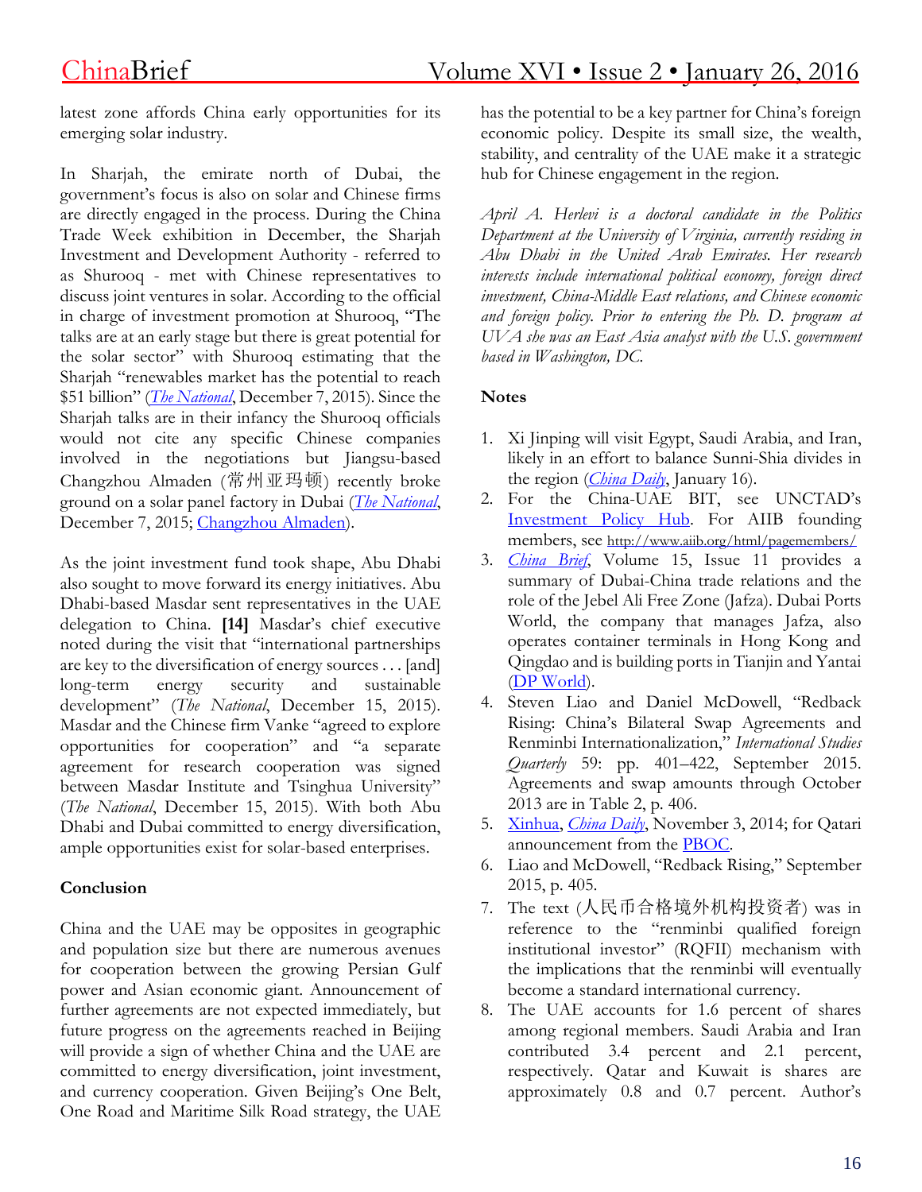latest zone affords China early opportunities for its emerging solar industry.

In Sharjah, the emirate north of Dubai, the government's focus is also on solar and Chinese firms are directly engaged in the process. During the China Trade Week exhibition in December, the Sharjah Investment and Development Authority - referred to as Shurooq - met with Chinese representatives to discuss joint ventures in solar. According to the official in charge of investment promotion at Shurooq, "The talks are at an early stage but there is great potential for the solar sector" with Shurooq estimating that the Sharjah "renewables market has the potential to reach $51 billion" (*The National*, December 7, 2015). Since the Sharjah talks are in their infancy the Shurooq officials would not cite any specific Chinese companies involved in the negotiations but Jiangsu-based Changzhou Almaden (常州亚玛顿) recently broke ground on a solar panel factory in Dubai (*The National*, December 7, 2015; Changzhou Almaden).

As the joint investment fund took shape, Abu Dhabi also sought to move forward its energy initiatives. Abu Dhabi-based Masdar sent representatives in the UAE delegation to China. **[14]** Masdar's chief executive noted during the visit that "international partnerships are key to the diversification of energy sources . . . [and] long-term energy security and sustainable development" (*The National*, December 15, 2015). Masdar and the Chinese firm Vanke "agreed to explore opportunities for cooperation" and "a separate agreement for research cooperation was signed between Masdar Institute and Tsinghua University" (*The National*, December 15, 2015). With both Abu Dhabi and Dubai committed to energy diversification, ample opportunities exist for solar-based enterprises.

### Conclusion

China and the UAE may be opposites in geographic and population size but there are numerous avenues for cooperation between the growing Persian Gulf power and Asian economic giant. Announcement of further agreements are not expected immediately, but future progress on the agreements reached in Beijing will provide a sign of whether China and the UAE are committed to energy diversification, joint investment, and currency cooperation. Given Beijing's One Belt, One Road and Maritime Silk Road strategy, the UAE has the potential to be a key partner for China's foreign economic policy. Despite its small size, the wealth, stability, and centrality of the UAE make it a strategic hub for Chinese engagement in the region.

*April A. Herlevi is a doctoral candidate in the Politics Department at the University of Virginia, currently residing in Abu Dhabi in the United Arab Emirates. Her research interests include international political economy, foreign direct investment, China-Middle East relations, and Chinese economic and foreign policy. Prior to entering the Ph. D. program at UVA she was an East Asia analyst with the U.S. government based in Washington, DC.*

### Notes

1. Xi Jinping will visit Egypt, Saudi Arabia, and Iran, likely in an effort to balance Sunni-Shia divides in the region (*China Daily*, January 16).
2. For the China-UAE BIT, see UNCTAD's Investment Policy Hub. For AIIB founding members, see http://www.aiib.org/html/pagemembers/
3. *China Brief*, Volume 15, Issue 11 provides a summary of Dubai-China trade relations and the role of the Jebel Ali Free Zone (Jafza). Dubai Ports World, the company that manages Jafza, also operates container terminals in Hong Kong and Qingdao and is building ports in Tianjin and Yantai (DP World).
4. Steven Liao and Daniel McDowell, "Redback Rising: China's Bilateral Swap Agreements and Renminbi Internationalization," *International Studies Quarterly* 59: pp. 401–422, September 2015. Agreements and swap amounts through October 2013 are in Table 2, p. 406.
5. Xinhua, *China Daily*, November 3, 2014; for Qatari announcement from the PBOC.
6. Liao and McDowell, "Redback Rising," September 2015, p. 405.
7. The text (人民币合格境外机构投资者) was in reference to the "renminbi qualified foreign institutional investor" (RQFII) mechanism with the implications that the renminbi will eventually become a standard international currency.
8. The UAE accounts for 1.6 percent of shares among regional members. Saudi Arabia and Iran contributed 3.4 percent and 2.1 percent, respectively. Qatar and Kuwait is shares are approximately 0.8 and 0.7 percent. Author's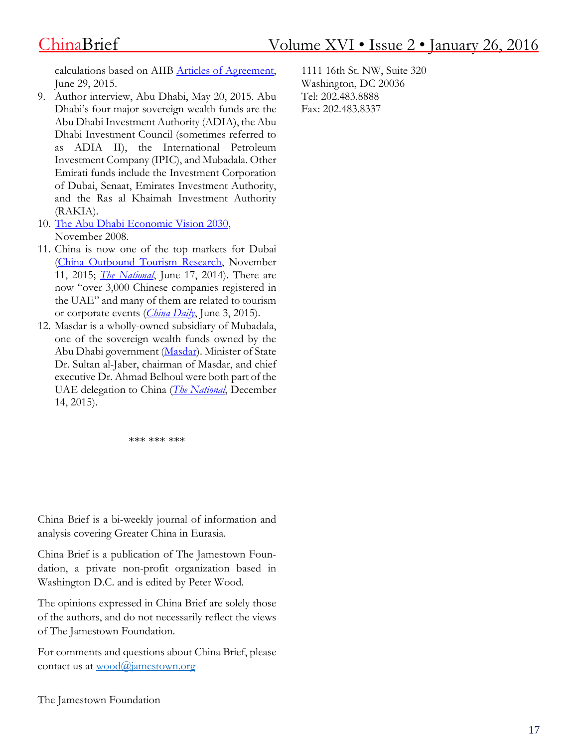calculations based on AIIB Articles of Agreement, June 29, 2015.

9. Author interview, Abu Dhabi, May 20, 2015. Abu Dhabi's four major sovereign wealth funds are the Abu Dhabi Investment Authority (ADIA), the Abu Dhabi Investment Council (sometimes referred to as ADIA II), the International Petroleum Investment Company (IPIC), and Mubadala. Other Emirati funds include the Investment Corporation of Dubai, Senaat, Emirates Investment Authority, and the Ras al Khaimah Investment Authority (RAKIA).
10. The Abu Dhabi Economic Vision 2030, November 2008.
11. China is now one of the top markets for Dubai (China Outbound Tourism Research, November 11, 2015; *The National*, June 17, 2014). There are now "over 3,000 Chinese companies registered in the UAE" and many of them are related to tourism or corporate events (*China Daily*, June 3, 2015).
12. Masdar is a wholly-owned subsidiary of Mubadala, one of the sovereign wealth funds owned by the Abu Dhabi government (Masdar). Minister of State Dr. Sultan al-Jaber, chairman of Masdar, and chief executive Dr. Ahmad Belhoul were both part of the UAE delegation to China (*The National*, December 14, 2015).

*** *** ***

China Brief is a bi-weekly journal of information and analysis covering Greater China in Eurasia.

China Brief is a publication of The Jamestown Foundation, a private non-profit organization based in Washington D.C. and is edited by Peter Wood.

The opinions expressed in China Brief are solely those of the authors, and do not necessarily reflect the views of The Jamestown Foundation.

For comments and questions about China Brief, please contact us at wood@jamestown.org

The Jamestown Foundation
1111 16th St. NW, Suite 320
Washington, DC 20036
Tel: 202.483.8888
Fax: 202.483.8337